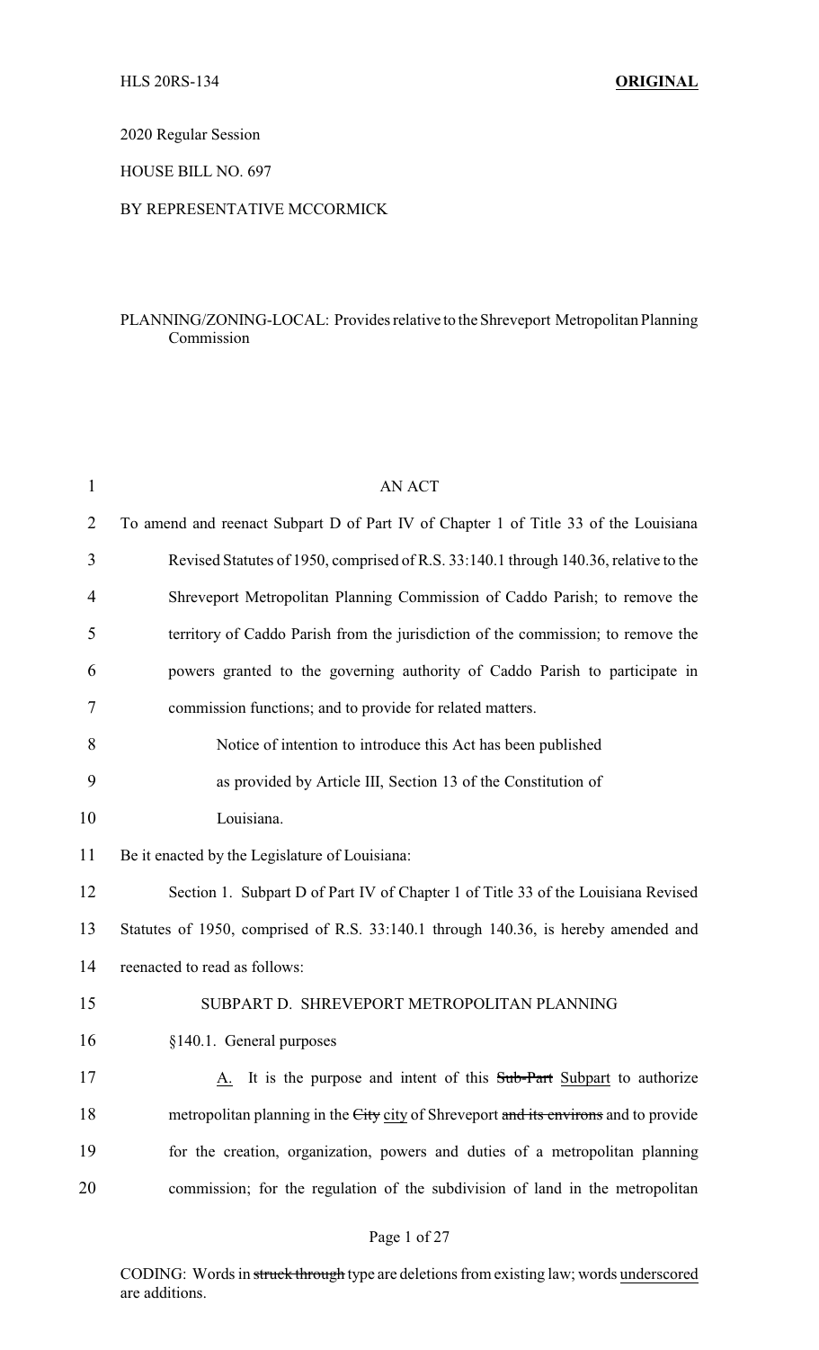HLS 20RS-134 **ORIGINAL**

2020 Regular Session

HOUSE BILL NO. 697

BY REPRESENTATIVE MCCORMICK

PLANNING/ZONING-LOCAL: Provides relative to the Shreveport Metropolitan Planning Commission

AN ACT

To amend and reenact Subpart D of Part IV of Chapter 1 of Title 33 of the Louisiana Revised Statutes of 1950, comprised of R.S. 33:140.1 through 140.36, relative to the Shreveport Metropolitan Planning Commission of Caddo Parish; to remove the territory of Caddo Parish from the jurisdiction of the commission; to remove the powers granted to the governing authority of Caddo Parish to participate in commission functions; and to provide for related matters.

Notice of intention to introduce this Act has been published as provided by Article III, Section 13 of the Constitution of Louisiana.

Be it enacted by the Legislature of Louisiana:

Section 1. Subpart D of Part IV of Chapter 1 of Title 33 of the Louisiana Revised Statutes of 1950, comprised of R.S. 33:140.1 through 140.36, is hereby amended and reenacted to read as follows:

SUBPART D. SHREVEPORT METROPOLITAN PLANNING

§140.1. General purposes

A. It is the purpose and intent of this ~~Sub-Part~~ Subpart to authorize metropolitan planning in the ~~City~~ city of Shreveport ~~and its environs~~ and to provide for the creation, organization, powers and duties of a metropolitan planning commission; for the regulation of the subdivision of land in the metropolitan

CODING: Words in ~~struck through~~ type are deletions from existing law; words underscored are additions.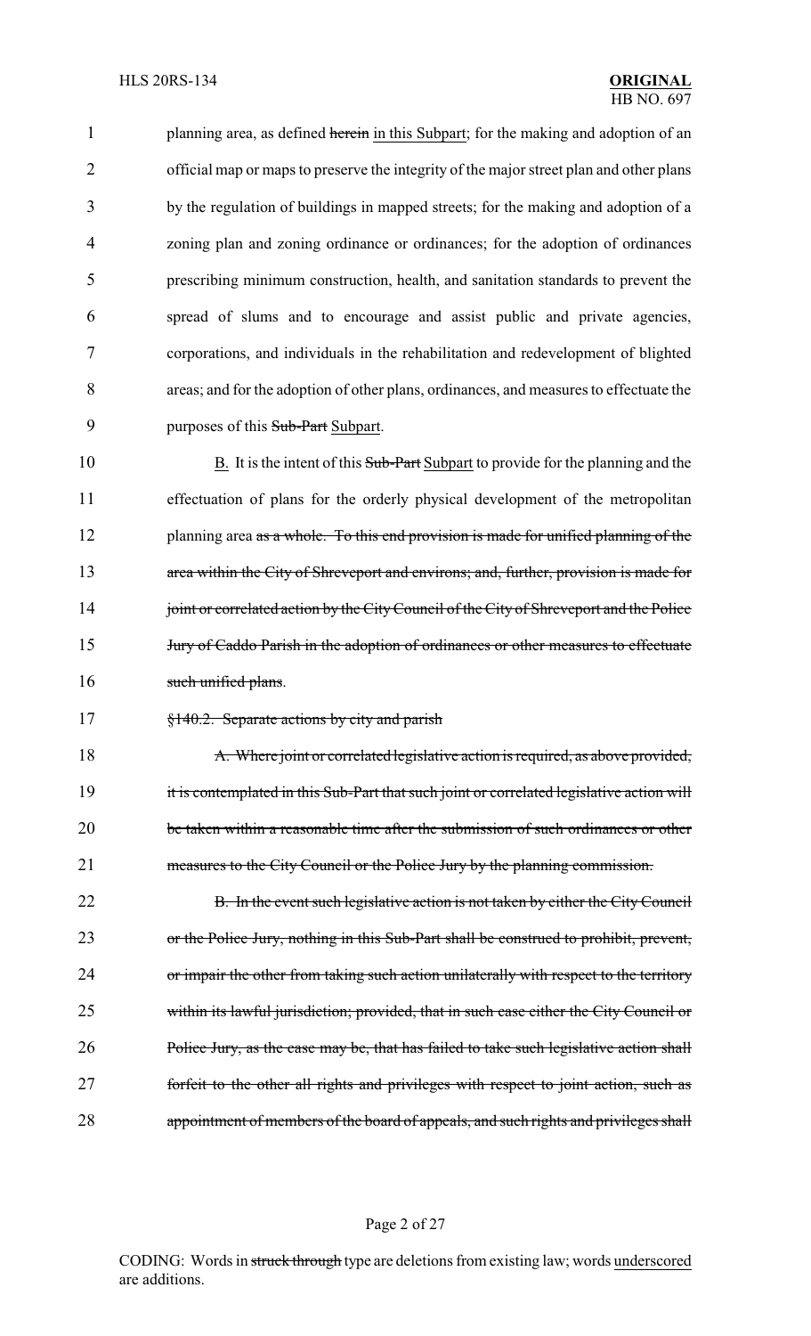planning area, as defined ~~herein~~ <u>in this Subpart</u>; for the making and adoption of an official map or maps to preserve the integrity of the major street plan and other plans by the regulation of buildings in mapped streets; for the making and adoption of a zoning plan and zoning ordinance or ordinances; for the adoption of ordinances prescribing minimum construction, health, and sanitation standards to prevent the spread of slums and to encourage and assist public and private agencies, corporations, and individuals in the rehabilitation and redevelopment of blighted areas; and for the adoption of other plans, ordinances, and measures to effectuate the purposes of this ~~Sub-Part~~ <u>Subpart</u>.

<u>B.</u> It is the intent of this ~~Sub-Part~~ <u>Subpart</u> to provide for the planning and the effectuation of plans for the orderly physical development of the metropolitan planning area ~~as a whole. To this end provision is made for unified planning of the area within the City of Shreveport and environs; and, further, provision is made for joint or correlated action by the City Council of the City of Shreveport and the Police Jury of Caddo Parish in the adoption of ordinances or other measures to effectuate such unified plans~~.

~~§140.2. Separate actions by city and parish~~

~~A. Where joint or correlated legislative action is required, as above provided, it is contemplated in this Sub-Part that such joint or correlated legislative action will be taken within a reasonable time after the submission of such ordinances or other measures to the City Council or the Police Jury by the planning commission.~~

~~B. In the event such legislative action is not taken by either the City Council or the Police Jury, nothing in this Sub-Part shall be construed to prohibit, prevent, or impair the other from taking such action unilaterally with respect to the territory within its lawful jurisdiction; provided, that in such case either the City Council or Police Jury, as the case may be, that has failed to take such legislative action shall forfeit to the other all rights and privileges with respect to joint action, such as appointment of members of the board of appeals, and such rights and privileges shall~~

CODING: Words in ~~struck through~~ type are deletions from existing law; words <u>underscored</u> are additions.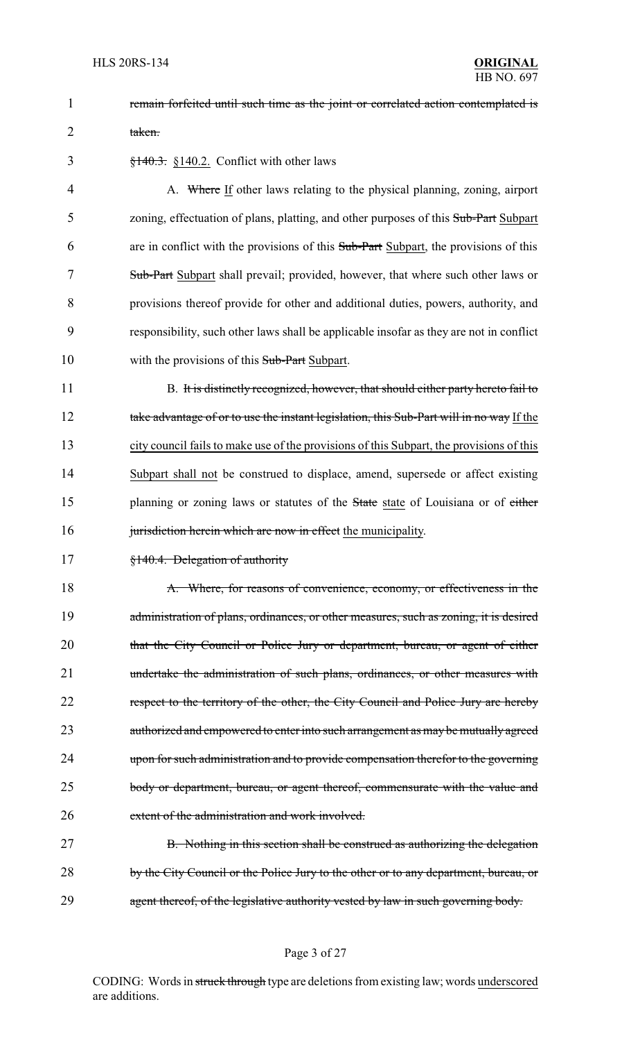~~remain forfeited until such time as the joint or correlated action contemplated is taken.~~

~~§140.3.~~ <u>§140.2.</u> Conflict with other laws

A. ~~Where~~ <u>If</u> other laws relating to the physical planning, zoning, airport zoning, effectuation of plans, platting, and other purposes of this ~~Sub-Part~~ <u>Subpart</u> are in conflict with the provisions of this ~~Sub-Part~~ <u>Subpart</u>, the provisions of this ~~Sub-Part~~ <u>Subpart</u> shall prevail; provided, however, that where such other laws or provisions thereof provide for other and additional duties, powers, authority, and responsibility, such other laws shall be applicable insofar as they are not in conflict with the provisions of this ~~Sub-Part~~ <u>Subpart</u>.

B. ~~It is distinctly recognized, however, that should either party hereto fail to take advantage of or to use the instant legislation, this Sub-Part will in no way~~ <u>If the city council fails to make use of the provisions of this Subpart, the provisions of this Subpart shall not</u> be construed to displace, amend, supersede or affect existing planning or zoning laws or statutes of the ~~State~~ <u>state</u> of Louisiana or of ~~either jurisdiction herein which are now in effect~~ <u>the municipality</u>.

~~§140.4. Delegation of authority~~

~~A. Where, for reasons of convenience, economy, or effectiveness in the administration of plans, ordinances, or other measures, such as zoning, it is desired that the City Council or Police Jury or department, bureau, or agent of either undertake the administration of such plans, ordinances, or other measures with respect to the territory of the other, the City Council and Police Jury are hereby authorized and empowered to enter into such arrangement as may be mutually agreed upon for such administration and to provide compensation therefor to the governing body or department, bureau, or agent thereof, commensurate with the value and extent of the administration and work involved.~~

~~B. Nothing in this section shall be construed as authorizing the delegation by the City Council or the Police Jury to the other or to any department, bureau, or agent thereof, of the legislative authority vested by law in such governing body.~~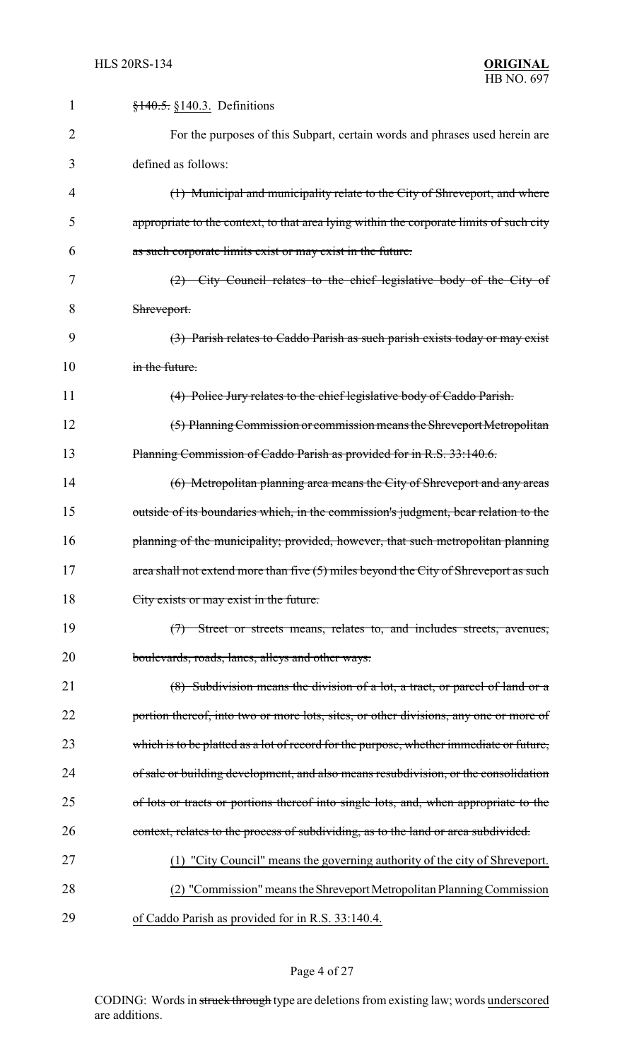~~§140.5.~~ §140.3. Definitions

For the purposes of this Subpart, certain words and phrases used herein are defined as follows:

~~(1) Municipal and municipality relate to the City of Shreveport, and where appropriate to the context, to that area lying within the corporate limits of such city as such corporate limits exist or may exist in the future.~~

~~(2) City Council relates to the chief legislative body of the City of Shreveport.~~

~~(3) Parish relates to Caddo Parish as such parish exists today or may exist in the future.~~

~~(4) Police Jury relates to the chief legislative body of Caddo Parish.~~

~~(5) Planning Commission or commission means the Shreveport Metropolitan Planning Commission of Caddo Parish as provided for in R.S. 33:140.6.~~

~~(6) Metropolitan planning area means the City of Shreveport and any areas outside of its boundaries which, in the commission's judgment, bear relation to the planning of the municipality; provided, however, that such metropolitan planning area shall not extend more than five (5) miles beyond the City of Shreveport as such City exists or may exist in the future.~~

~~(7) Street or streets means, relates to, and includes streets, avenues, boulevards, roads, lanes, alleys and other ways.~~

~~(8) Subdivision means the division of a lot, a tract, or parcel of land or a portion thereof, into two or more lots, sites, or other divisions, any one or more of which is to be platted as a lot of record for the purpose, whether immediate or future, of sale or building development, and also means resubdivision, or the consolidation of lots or tracts or portions thereof into single lots, and, when appropriate to the context, relates to the process of subdividing, as to the land or area subdivided.~~

<u>(1) "City Council" means the governing authority of the city of Shreveport.</u>

<u>(2) "Commission" means the Shreveport Metropolitan Planning Commission of Caddo Parish as provided for in R.S. 33:140.4.</u>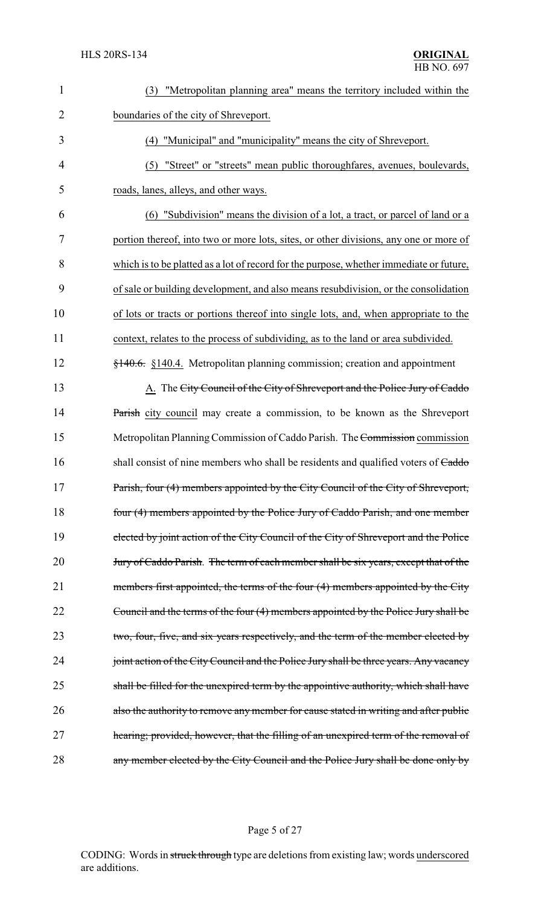(3) "Metropolitan planning area" means the territory included within the boundaries of the city of Shreveport.

(4) "Municipal" and "municipality" means the city of Shreveport.

(5) "Street" or "streets" mean public thoroughfares, avenues, boulevards, roads, lanes, alleys, and other ways.

(6) "Subdivision" means the division of a lot, a tract, or parcel of land or a portion thereof, into two or more lots, sites, or other divisions, any one or more of which is to be platted as a lot of record for the purpose, whether immediate or future, of sale or building development, and also means resubdivision, or the consolidation of lots or tracts or portions thereof into single lots, and, when appropriate to the context, relates to the process of subdividing, as to the land or area subdivided.

~~§140.6.~~ §140.4. Metropolitan planning commission; creation and appointment

A. The ~~City Council of the City of Shreveport and the Police Jury of Caddo Parish~~ city council may create a commission, to be known as the Shreveport Metropolitan Planning Commission of Caddo Parish. The ~~Commission~~ commission shall consist of nine members who shall be residents and qualified voters of ~~Caddo Parish, four (4) members appointed by the City Council of the City of Shreveport, four (4) members appointed by the Police Jury of Caddo Parish, and one member elected by joint action of the City Council of the City of Shreveport and the Police Jury of Caddo Parish. The term of each member shall be six years, except that of the members first appointed, the terms of the four (4) members appointed by the City Council and the terms of the four (4) members appointed by the Police Jury shall be two, four, five, and six years respectively, and the term of the member elected by joint action of the City Council and the Police Jury shall be three years. Any vacancy shall be filled for the unexpired term by the appointive authority, which shall have also the authority to remove any member for cause stated in writing and after public hearing; provided, however, that the filling of an unexpired term of the removal of any member elected by the City Council and the Police Jury shall be done only by~~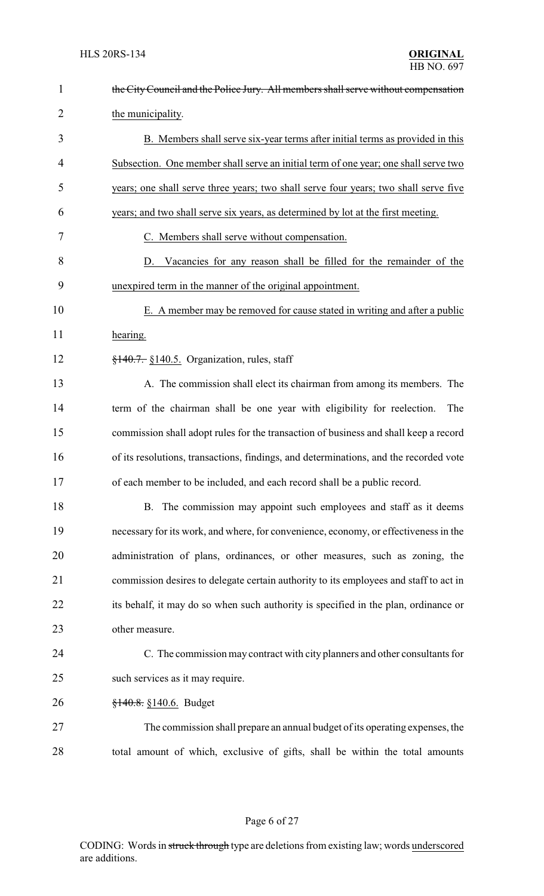~~the City Council and the Police Jury. All members shall serve without compensation~~ the municipality.

B. Members shall serve six-year terms after initial terms as provided in this Subsection. One member shall serve an initial term of one year; one shall serve two years; one shall serve three years; two shall serve four years; two shall serve five years; and two shall serve six years, as determined by lot at the first meeting.

C. Members shall serve without compensation.

D. Vacancies for any reason shall be filled for the remainder of the unexpired term in the manner of the original appointment.

E. A member may be removed for cause stated in writing and after a public hearing.

~~§140.7.~~ §140.5. Organization, rules, staff

A. The commission shall elect its chairman from among its members. The term of the chairman shall be one year with eligibility for reelection. The commission shall adopt rules for the transaction of business and shall keep a record of its resolutions, transactions, findings, and determinations, and the recorded vote of each member to be included, and each record shall be a public record.

B. The commission may appoint such employees and staff as it deems necessary for its work, and where, for convenience, economy, or effectiveness in the administration of plans, ordinances, or other measures, such as zoning, the commission desires to delegate certain authority to its employees and staff to act in its behalf, it may do so when such authority is specified in the plan, ordinance or other measure.

C. The commission may contract with city planners and other consultants for such services as it may require.

~~§140.8.~~ §140.6. Budget

The commission shall prepare an annual budget of its operating expenses, the total amount of which, exclusive of gifts, shall be within the total amounts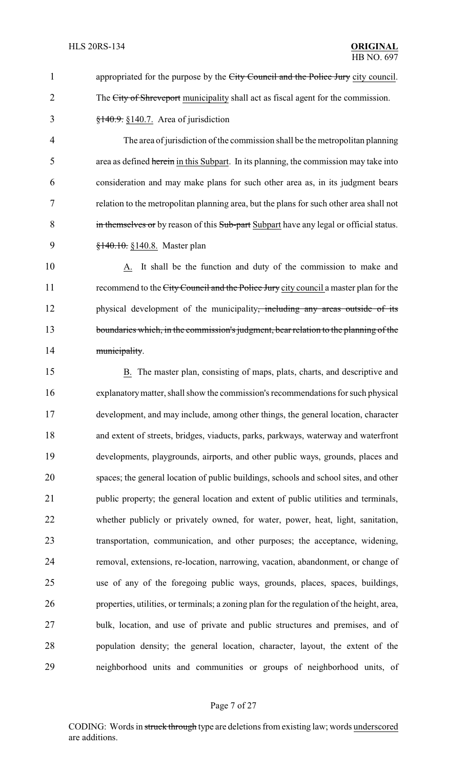appropriated for the purpose by the ~~City Council and the Police Jury~~ city council. The ~~City of Shreveport~~ municipality shall act as fiscal agent for the commission.

~~§140.9.~~ §140.7. Area of jurisdiction

The area of jurisdiction of the commission shall be the metropolitan planning area as defined ~~herein~~ in this Subpart. In its planning, the commission may take into consideration and may make plans for such other area as, in its judgment bears relation to the metropolitan planning area, but the plans for such other area shall not ~~in themselves or~~ by reason of this ~~Sub-part~~ Subpart have any legal or official status.

~~§140.10.~~ §140.8. Master plan

A. It shall be the function and duty of the commission to make and recommend to the ~~City Council and the Police Jury~~ city council a master plan for the physical development of the municipality~~, including any areas outside of its boundaries which, in the commission's judgment, bear relation to the planning of the municipality~~.

B. The master plan, consisting of maps, plats, charts, and descriptive and explanatory matter, shall show the commission's recommendations for such physical development, and may include, among other things, the general location, character and extent of streets, bridges, viaducts, parks, parkways, waterway and waterfront developments, playgrounds, airports, and other public ways, grounds, places and spaces; the general location of public buildings, schools and school sites, and other public property; the general location and extent of public utilities and terminals, whether publicly or privately owned, for water, power, heat, light, sanitation, transportation, communication, and other purposes; the acceptance, widening, removal, extensions, re-location, narrowing, vacation, abandonment, or change of use of any of the foregoing public ways, grounds, places, spaces, buildings, properties, utilities, or terminals; a zoning plan for the regulation of the height, area, bulk, location, and use of private and public structures and premises, and of population density; the general location, character, layout, the extent of the neighborhood units and communities or groups of neighborhood units, of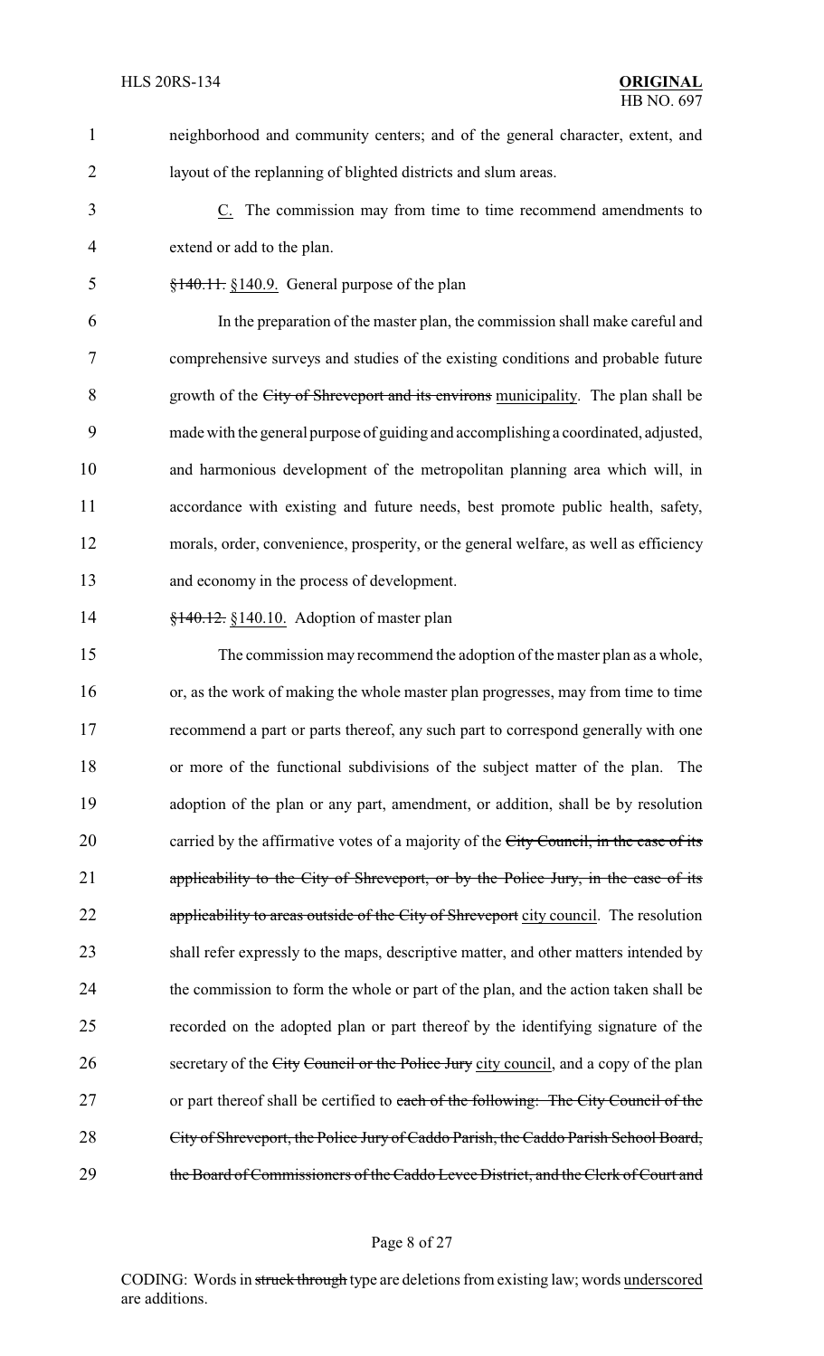neighborhood and community centers; and of the general character, extent, and layout of the replanning of blighted districts and slum areas.

C. The commission may from time to time recommend amendments to extend or add to the plan.

~~§140.11.~~ §140.9. General purpose of the plan

In the preparation of the master plan, the commission shall make careful and comprehensive surveys and studies of the existing conditions and probable future growth of the ~~City of Shreveport and its environs~~ municipality. The plan shall be made with the general purpose of guiding and accomplishing a coordinated, adjusted, and harmonious development of the metropolitan planning area which will, in accordance with existing and future needs, best promote public health, safety, morals, order, convenience, prosperity, or the general welfare, as well as efficiency and economy in the process of development.

~~§140.12.~~ §140.10. Adoption of master plan

The commission may recommend the adoption of the master plan as a whole, or, as the work of making the whole master plan progresses, may from time to time recommend a part or parts thereof, any such part to correspond generally with one or more of the functional subdivisions of the subject matter of the plan. The adoption of the plan or any part, amendment, or addition, shall be by resolution carried by the affirmative votes of a majority of the ~~City Council, in the case of its applicability to the City of Shreveport, or by the Police Jury, in the case of its applicability to areas outside of the City of Shreveport~~ city council. The resolution shall refer expressly to the maps, descriptive matter, and other matters intended by the commission to form the whole or part of the plan, and the action taken shall be recorded on the adopted plan or part thereof by the identifying signature of the secretary of the ~~City Council or the Police Jury~~ city council, and a copy of the plan or part thereof shall be certified to ~~each of the following: The City Council of the City of Shreveport, the Police Jury of Caddo Parish, the Caddo Parish School Board, the Board of Commissioners of the Caddo Levee District, and the Clerk of Court and~~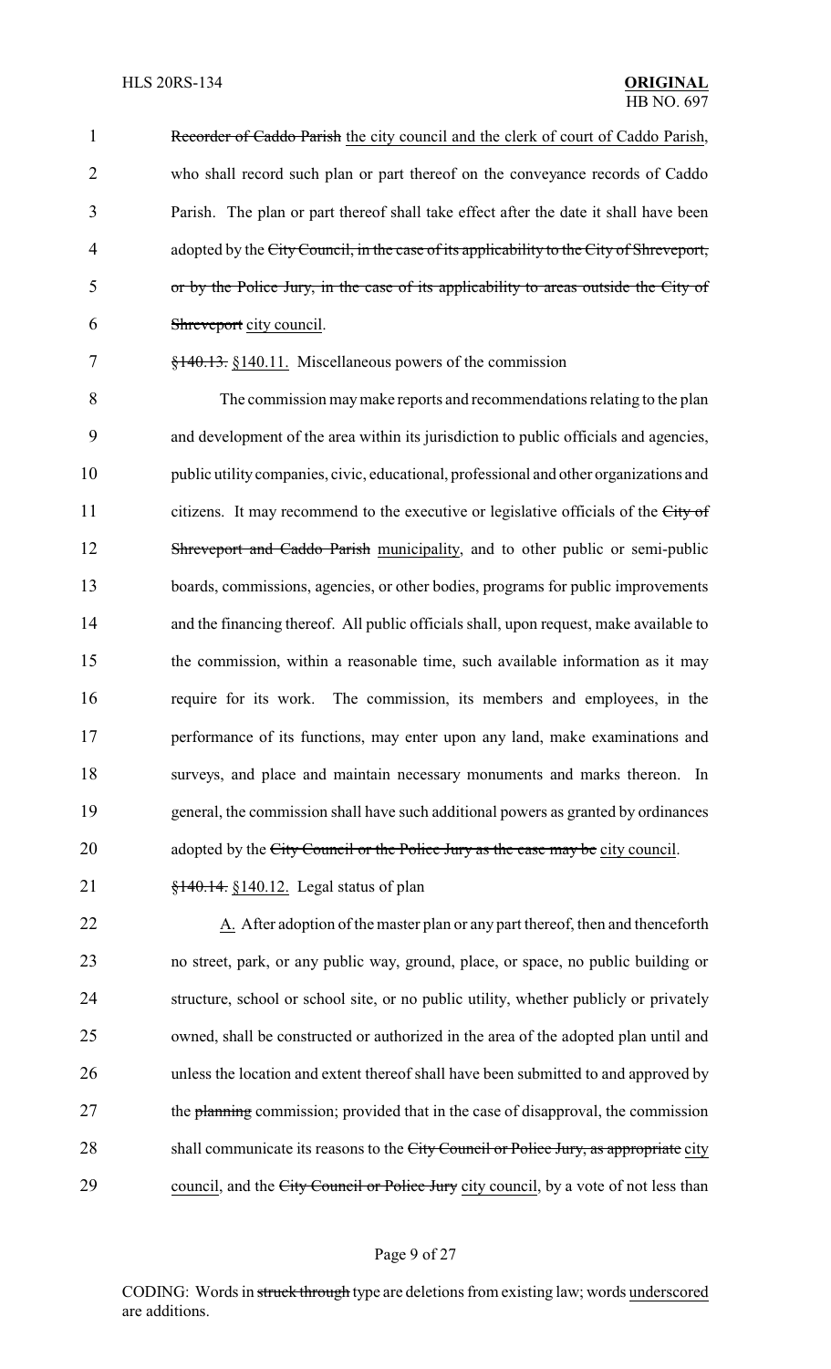~~Recorder of Caddo Parish~~ <u>the city council and the clerk of court of Caddo Parish</u>, who shall record such plan or part thereof on the conveyance records of Caddo Parish. The plan or part thereof shall take effect after the date it shall have been adopted by the ~~City Council, in the case of its applicability to the City of Shreveport, or by the Police Jury, in the case of its applicability to areas outside the City of Shreveport~~ <u>city council</u>.

~~§140.13.~~ <u>§140.11.</u> Miscellaneous powers of the commission

The commission may make reports and recommendations relating to the plan and development of the area within its jurisdiction to public officials and agencies, public utility companies, civic, educational, professional and other organizations and citizens. It may recommend to the executive or legislative officials of the ~~City of Shreveport and Caddo Parish~~ <u>municipality</u>, and to other public or semi-public boards, commissions, agencies, or other bodies, programs for public improvements and the financing thereof. All public officials shall, upon request, make available to the commission, within a reasonable time, such available information as it may require for its work. The commission, its members and employees, in the performance of its functions, may enter upon any land, make examinations and surveys, and place and maintain necessary monuments and marks thereon. In general, the commission shall have such additional powers as granted by ordinances adopted by the ~~City Council or the Police Jury as the case may be~~ <u>city council</u>.

~~§140.14.~~ <u>§140.12.</u> Legal status of plan

<u>A.</u> After adoption of the master plan or any part thereof, then and thenceforth no street, park, or any public way, ground, place, or space, no public building or structure, school or school site, or no public utility, whether publicly or privately owned, shall be constructed or authorized in the area of the adopted plan until and unless the location and extent thereof shall have been submitted to and approved by the ~~planning~~ commission; provided that in the case of disapproval, the commission shall communicate its reasons to the ~~City Council or Police Jury, as appropriate~~ <u>city council</u>, and the ~~City Council or Police Jury~~ <u>city council</u>, by a vote of not less than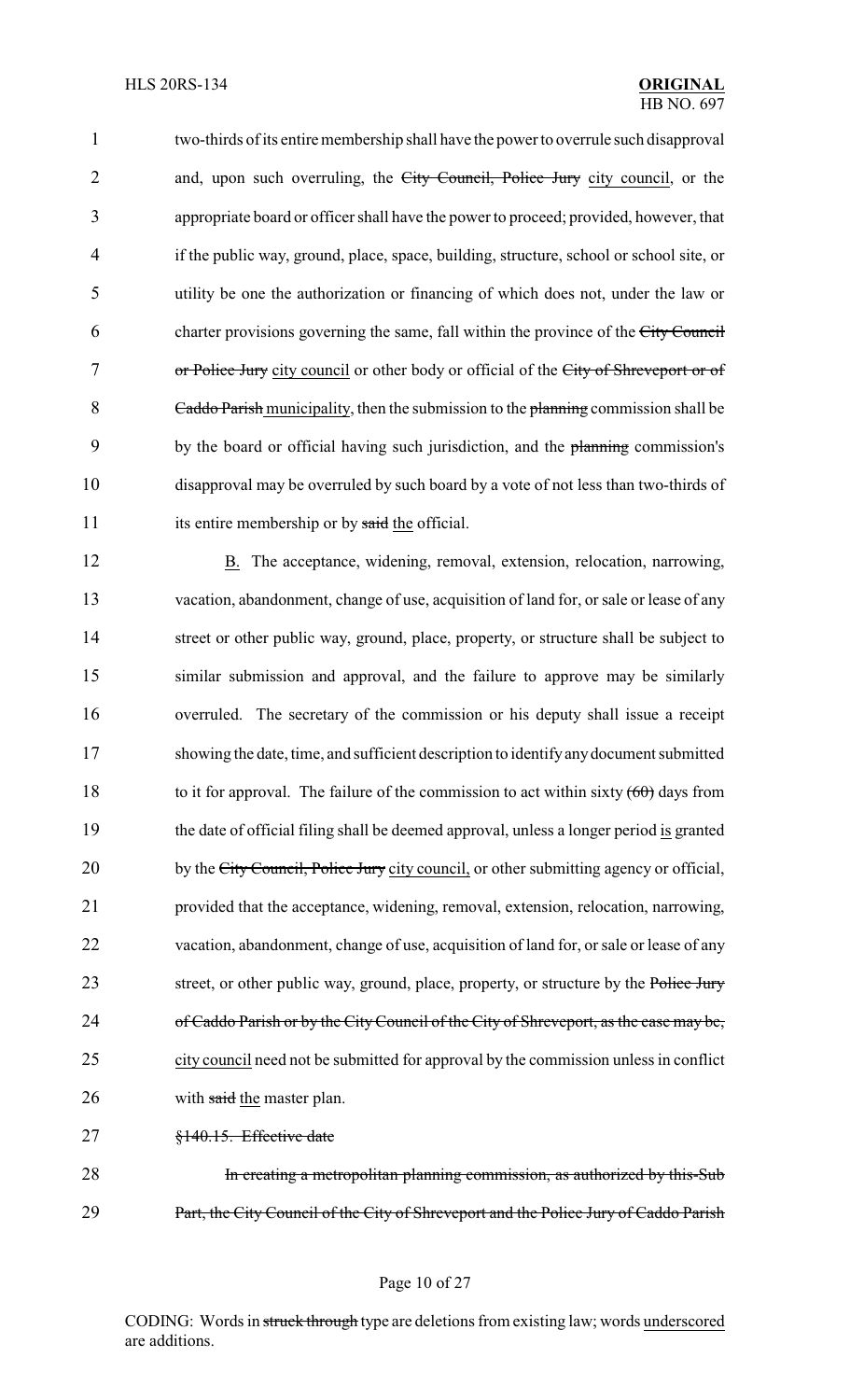two-thirds of its entire membership shall have the power to overrule such disapproval and, upon such overruling, the ~~City Council, Police Jury~~ city council, or the appropriate board or officer shall have the power to proceed; provided, however, that if the public way, ground, place, space, building, structure, school or school site, or utility be one the authorization or financing of which does not, under the law or charter provisions governing the same, fall within the province of the ~~City Council or Police Jury~~ city council or other body or official of the ~~City of Shreveport or of Caddo Parish~~ municipality, then the submission to the ~~planning~~ commission shall be by the board or official having such jurisdiction, and the ~~planning~~ commission's disapproval may be overruled by such board by a vote of not less than two-thirds of its entire membership or by ~~said~~ the official.

B. The acceptance, widening, removal, extension, relocation, narrowing, vacation, abandonment, change of use, acquisition of land for, or sale or lease of any street or other public way, ground, place, property, or structure shall be subject to similar submission and approval, and the failure to approve may be similarly overruled. The secretary of the commission or his deputy shall issue a receipt showing the date, time, and sufficient description to identify any document submitted to it for approval. The failure of the commission to act within sixty ~~(60)~~ days from the date of official filing shall be deemed approval, unless a longer period is granted by the ~~City Council, Police Jury~~ city council, or other submitting agency or official, provided that the acceptance, widening, removal, extension, relocation, narrowing, vacation, abandonment, change of use, acquisition of land for, or sale or lease of any street, or other public way, ground, place, property, or structure by the ~~Police Jury of Caddo Parish or by the City Council of the City of Shreveport, as the case may be,~~ city council need not be submitted for approval by the commission unless in conflict with ~~said~~ the master plan.

~~§140.15. Effective date~~

~~In creating a metropolitan planning commission, as authorized by this Sub Part, the City Council of the City of Shreveport and the Police Jury of Caddo Parish~~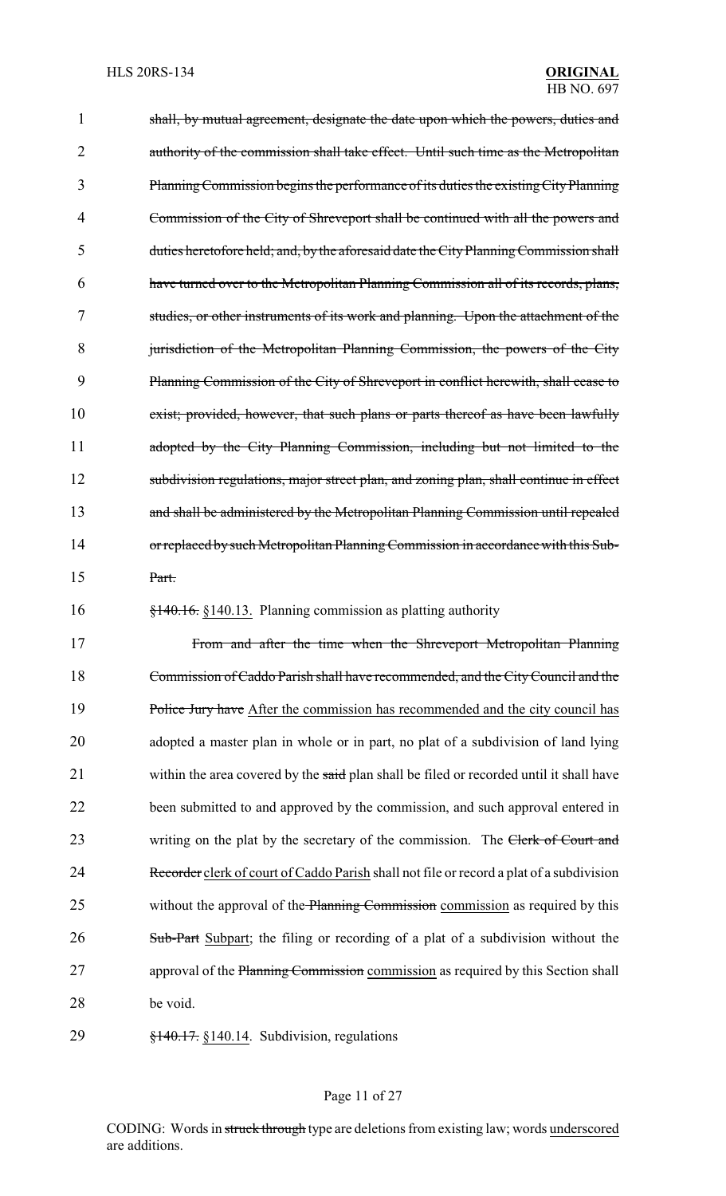shall, by mutual agreement, designate the date upon which the powers, duties and authority of the commission shall take effect. Until such time as the Metropolitan Planning Commission begins the performance of its duties the existing City Planning Commission of the City of Shreveport shall be continued with all the powers and duties heretofore held; and, by the aforesaid date the City Planning Commission shall have turned over to the Metropolitan Planning Commission all of its records, plans, studies, or other instruments of its work and planning. Upon the attachment of the jurisdiction of the Metropolitan Planning Commission, the powers of the City Planning Commission of the City of Shreveport in conflict herewith, shall cease to exist; provided, however, that such plans or parts thereof as have been lawfully adopted by the City Planning Commission, including but not limited to the subdivision regulations, major street plan, and zoning plan, shall continue in effect and shall be administered by the Metropolitan Planning Commission until repealed or replaced by such Metropolitan Planning Commission in accordance with this Sub-Part.

§140.16. §140.13. Planning commission as platting authority

From and after the time when the Shreveport Metropolitan Planning Commission of Caddo Parish shall have recommended, and the City Council and the Police Jury have After the commission has recommended and the city council has adopted a master plan in whole or in part, no plat of a subdivision of land lying within the area covered by the said plan shall be filed or recorded until it shall have been submitted to and approved by the commission, and such approval entered in writing on the plat by the secretary of the commission. The Clerk of Court and Recorder clerk of court of Caddo Parish shall not file or record a plat of a subdivision without the approval of the Planning Commission commission as required by this Sub-Part Subpart; the filing or recording of a plat of a subdivision without the approval of the Planning Commission commission as required by this Section shall be void.

§140.17. §140.14. Subdivision, regulations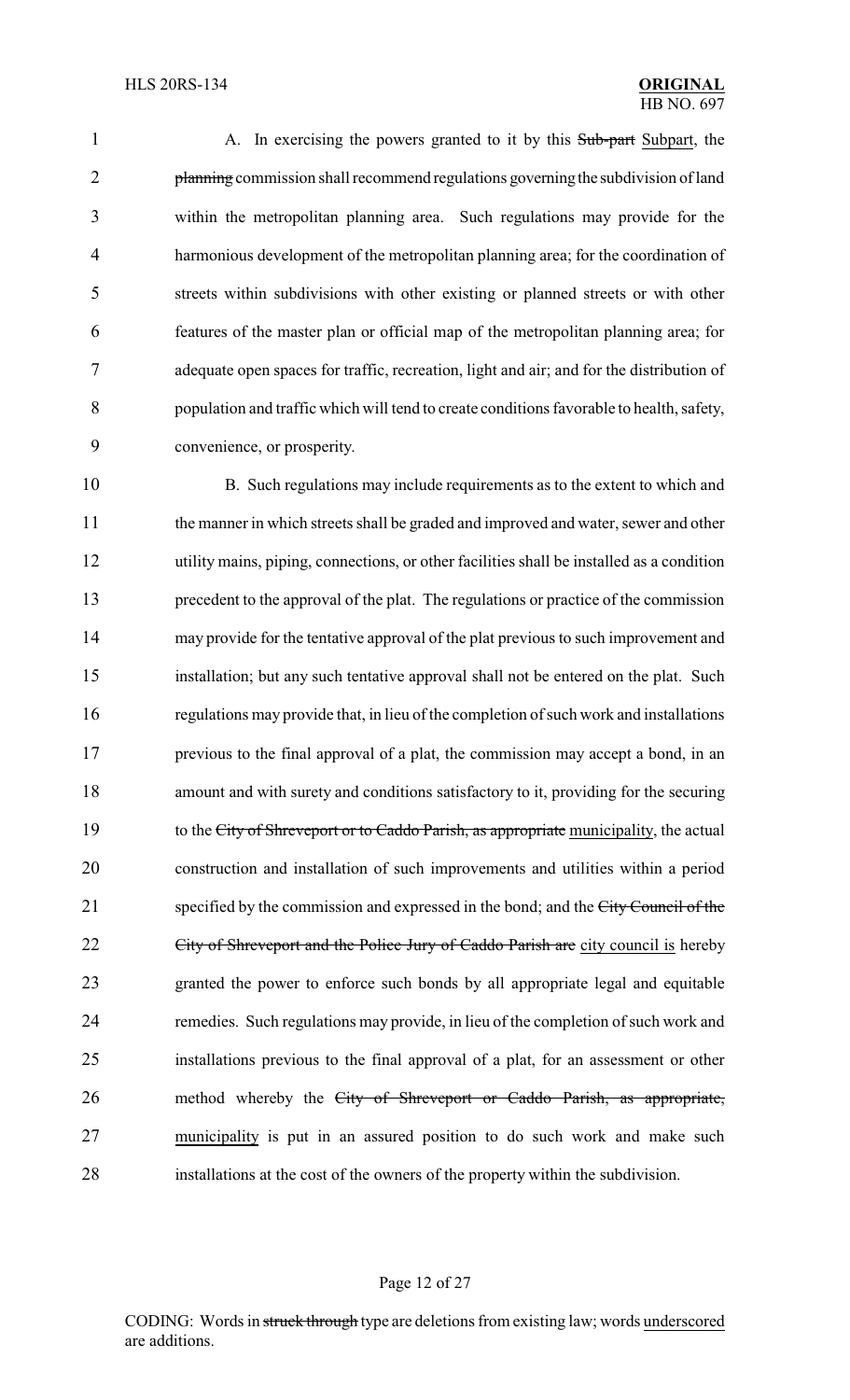A. In exercising the powers granted to it by this ~~Sub-part~~ Subpart, the ~~planning~~ commission shall recommend regulations governing the subdivision of land within the metropolitan planning area. Such regulations may provide for the harmonious development of the metropolitan planning area; for the coordination of streets within subdivisions with other existing or planned streets or with other features of the master plan or official map of the metropolitan planning area; for adequate open spaces for traffic, recreation, light and air; and for the distribution of population and traffic which will tend to create conditions favorable to health, safety, convenience, or prosperity.

B. Such regulations may include requirements as to the extent to which and the manner in which streets shall be graded and improved and water, sewer and other utility mains, piping, connections, or other facilities shall be installed as a condition precedent to the approval of the plat. The regulations or practice of the commission may provide for the tentative approval of the plat previous to such improvement and installation; but any such tentative approval shall not be entered on the plat. Such regulations may provide that, in lieu of the completion of such work and installations previous to the final approval of a plat, the commission may accept a bond, in an amount and with surety and conditions satisfactory to it, providing for the securing to the ~~City of Shreveport or to Caddo Parish, as appropriate~~ municipality, the actual construction and installation of such improvements and utilities within a period specified by the commission and expressed in the bond; and the ~~City Council of the City of Shreveport and the Police Jury of Caddo Parish are~~ city council is hereby granted the power to enforce such bonds by all appropriate legal and equitable remedies. Such regulations may provide, in lieu of the completion of such work and installations previous to the final approval of a plat, for an assessment or other method whereby the ~~City of Shreveport or Caddo Parish, as appropriate,~~ municipality is put in an assured position to do such work and make such installations at the cost of the owners of the property within the subdivision.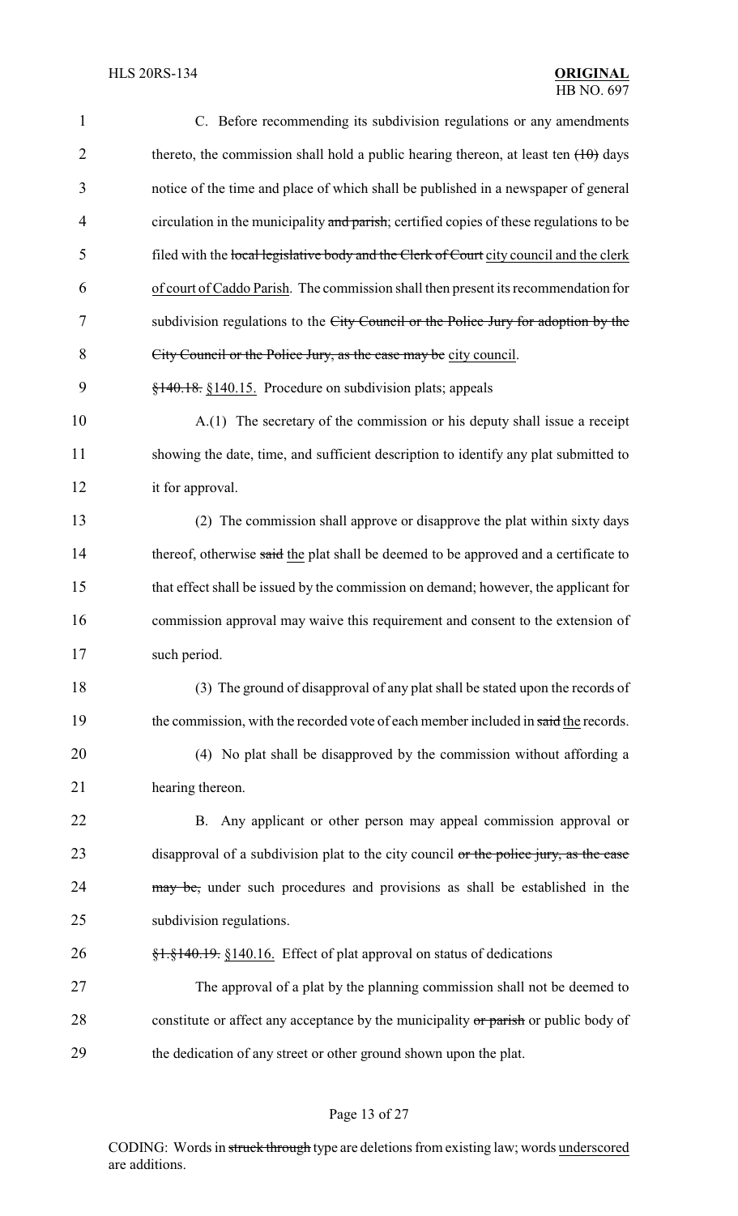C. Before recommending its subdivision regulations or any amendments thereto, the commission shall hold a public hearing thereon, at least ten ~~(10)~~ days notice of the time and place of which shall be published in a newspaper of general circulation in the municipality ~~and parish~~; certified copies of these regulations to be filed with the ~~local legislative body and the Clerk of Court~~ city council and the clerk of court of Caddo Parish. The commission shall then present its recommendation for subdivision regulations to the ~~City Council or the Police Jury for adoption by the City Council or the Police Jury, as the case may be~~ city council.

~~§140.18.~~ §140.15. Procedure on subdivision plats; appeals

A.(1) The secretary of the commission or his deputy shall issue a receipt showing the date, time, and sufficient description to identify any plat submitted to it for approval.

(2) The commission shall approve or disapprove the plat within sixty days thereof, otherwise ~~said~~ the plat shall be deemed to be approved and a certificate to that effect shall be issued by the commission on demand; however, the applicant for commission approval may waive this requirement and consent to the extension of such period.

(3) The ground of disapproval of any plat shall be stated upon the records of the commission, with the recorded vote of each member included in ~~said~~ the records.

(4) No plat shall be disapproved by the commission without affording a hearing thereon.

B. Any applicant or other person may appeal commission approval or disapproval of a subdivision plat to the city council ~~or the police jury, as the case may be,~~ under such procedures and provisions as shall be established in the subdivision regulations.

~~§1.§140.19.~~ §140.16. Effect of plat approval on status of dedications

The approval of a plat by the planning commission shall not be deemed to constitute or affect any acceptance by the municipality ~~or parish~~ or public body of the dedication of any street or other ground shown upon the plat.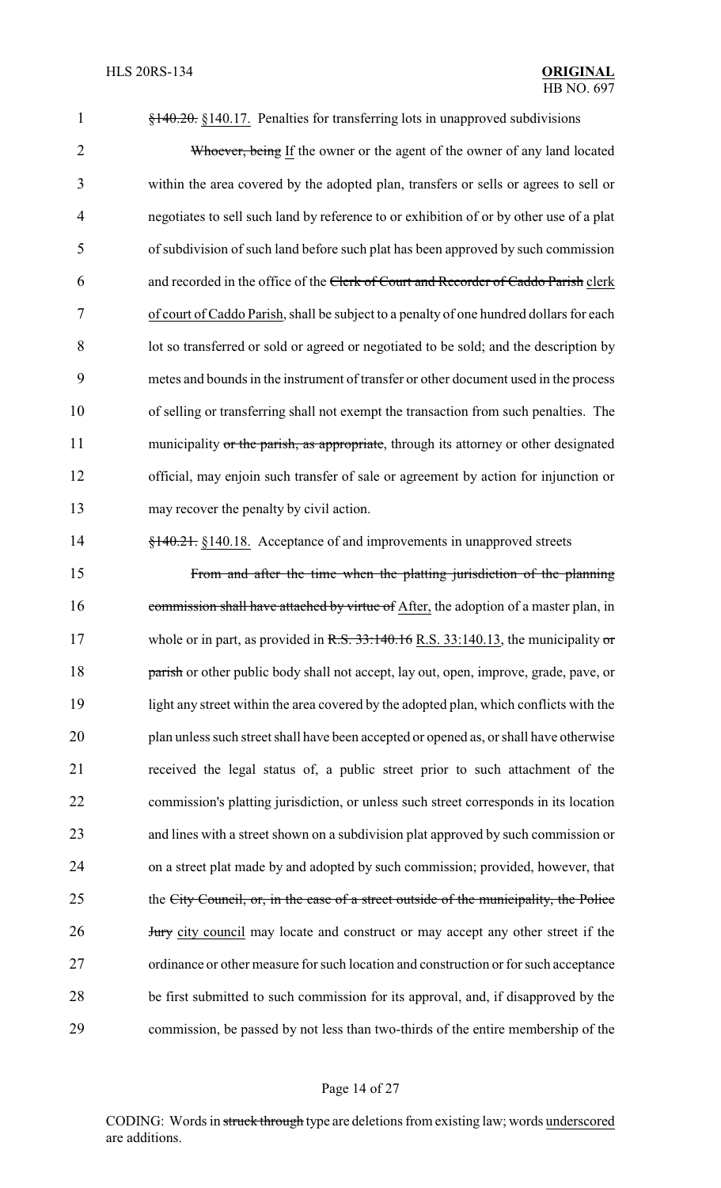~~§140.20.~~ §140.17. Penalties for transferring lots in unapproved subdivisions

~~Whoever, being~~ If the owner or the agent of the owner of any land located within the area covered by the adopted plan, transfers or sells or agrees to sell or negotiates to sell such land by reference to or exhibition of or by other use of a plat of subdivision of such land before such plat has been approved by such commission and recorded in the office of the ~~Clerk of Court and Recorder of Caddo Parish~~ clerk of court of Caddo Parish, shall be subject to a penalty of one hundred dollars for each lot so transferred or sold or agreed or negotiated to be sold; and the description by metes and bounds in the instrument of transfer or other document used in the process of selling or transferring shall not exempt the transaction from such penalties. The municipality ~~or the parish, as appropriate~~, through its attorney or other designated official, may enjoin such transfer of sale or agreement by action for injunction or may recover the penalty by civil action.

~~§140.21.~~ §140.18. Acceptance of and improvements in unapproved streets

~~From and after the time when the platting jurisdiction of the planning commission shall have attached by virtue of~~ After, the adoption of a master plan, in whole or in part, as provided in ~~R.S. 33:140.16~~ R.S. 33:140.13, the municipality ~~or parish~~ or other public body shall not accept, lay out, open, improve, grade, pave, or light any street within the area covered by the adopted plan, which conflicts with the plan unless such street shall have been accepted or opened as, or shall have otherwise received the legal status of, a public street prior to such attachment of the commission's platting jurisdiction, or unless such street corresponds in its location and lines with a street shown on a subdivision plat approved by such commission or on a street plat made by and adopted by such commission; provided, however, that the ~~City Council, or, in the case of a street outside of the municipality, the Police Jury~~ city council may locate and construct or may accept any other street if the ordinance or other measure for such location and construction or for such acceptance be first submitted to such commission for its approval, and, if disapproved by the commission, be passed by not less than two-thirds of the entire membership of the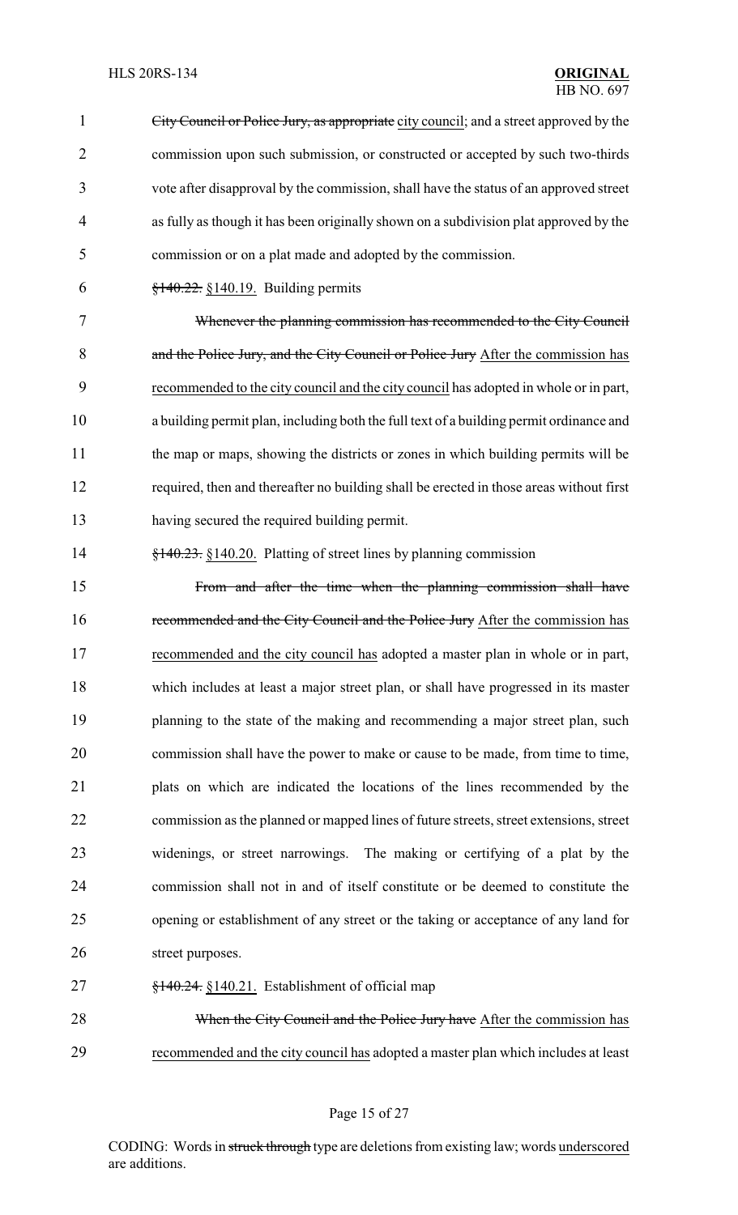~~City Council or Police Jury, as appropriate~~ city council; and a street approved by the commission upon such submission, or constructed or accepted by such two-thirds vote after disapproval by the commission, shall have the status of an approved street as fully as though it has been originally shown on a subdivision plat approved by the commission or on a plat made and adopted by the commission.

~~§140.22.~~ §140.19. Building permits

~~Whenever the planning commission has recommended to the City Council and the Police Jury, and the City Council or Police Jury~~ After the commission has recommended to the city council and the city council has adopted in whole or in part, a building permit plan, including both the full text of a building permit ordinance and the map or maps, showing the districts or zones in which building permits will be required, then and thereafter no building shall be erected in those areas without first having secured the required building permit.

~~§140.23.~~ §140.20. Platting of street lines by planning commission

~~From and after the time when the planning commission shall have recommended and the City Council and the Police Jury~~ After the commission has recommended and the city council has adopted a master plan in whole or in part, which includes at least a major street plan, or shall have progressed in its master planning to the state of the making and recommending a major street plan, such commission shall have the power to make or cause to be made, from time to time, plats on which are indicated the locations of the lines recommended by the commission as the planned or mapped lines of future streets, street extensions, street widenings, or street narrowings. The making or certifying of a plat by the commission shall not in and of itself constitute or be deemed to constitute the opening or establishment of any street or the taking or acceptance of any land for street purposes.

~~§140.24.~~ §140.21. Establishment of official map

~~When the City Council and the Police Jury have~~ After the commission has recommended and the city council has adopted a master plan which includes at least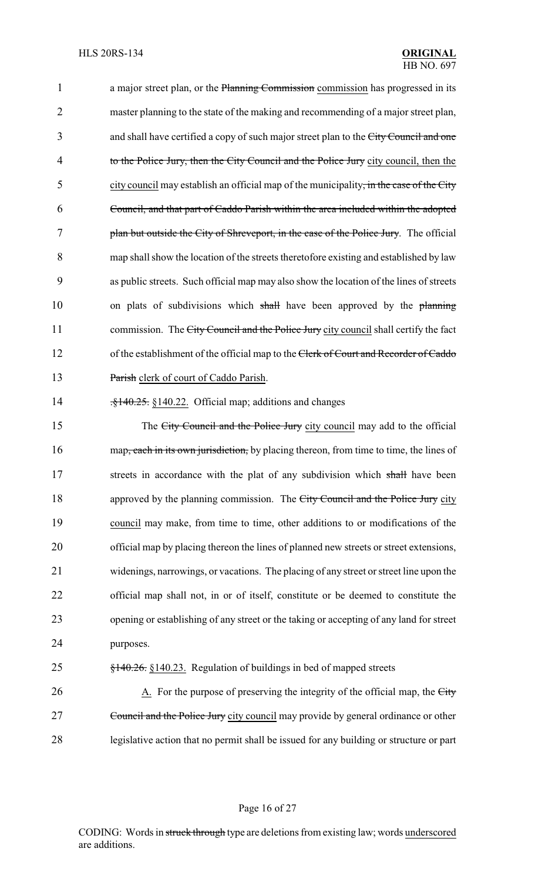a major street plan, or the ~~Planning Commission~~ commission has progressed in its master planning to the state of the making and recommending of a major street plan, and shall have certified a copy of such major street plan to the ~~City Council and one to the Police Jury, then the City Council and the Police Jury~~ city council, then the city council may establish an official map of the municipality~~, in the case of the City Council, and that part of Caddo Parish within the area included within the adopted plan but outside the City of Shreveport, in the case of the Police Jury~~. The official map shall show the location of the streets theretofore existing and established by law as public streets. Such official map may also show the location of the lines of streets on plats of subdivisions which ~~shall~~ have been approved by the ~~planning~~ commission. The ~~City Council and the Police Jury~~ city council shall certify the fact of the establishment of the official map to the ~~Clerk of Court and Recorder of Caddo Parish~~ clerk of court of Caddo Parish.

~~.§140.25.~~ §140.22. Official map; additions and changes

The ~~City Council and the Police Jury~~ city council may add to the official map~~, each in its own jurisdiction,~~ by placing thereon, from time to time, the lines of streets in accordance with the plat of any subdivision which ~~shall~~ have been approved by the planning commission. The ~~City Council and the Police Jury~~ city council may make, from time to time, other additions to or modifications of the official map by placing thereon the lines of planned new streets or street extensions, widenings, narrowings, or vacations. The placing of any street or street line upon the official map shall not, in or of itself, constitute or be deemed to constitute the opening or establishing of any street or the taking or accepting of any land for street purposes.

~~§140.26.~~ §140.23. Regulation of buildings in bed of mapped streets

A. For the purpose of preserving the integrity of the official map, the ~~City Council and the Police Jury~~ city council may provide by general ordinance or other legislative action that no permit shall be issued for any building or structure or part

CODING: Words in ~~struck through~~ type are deletions from existing law; words underscored are additions.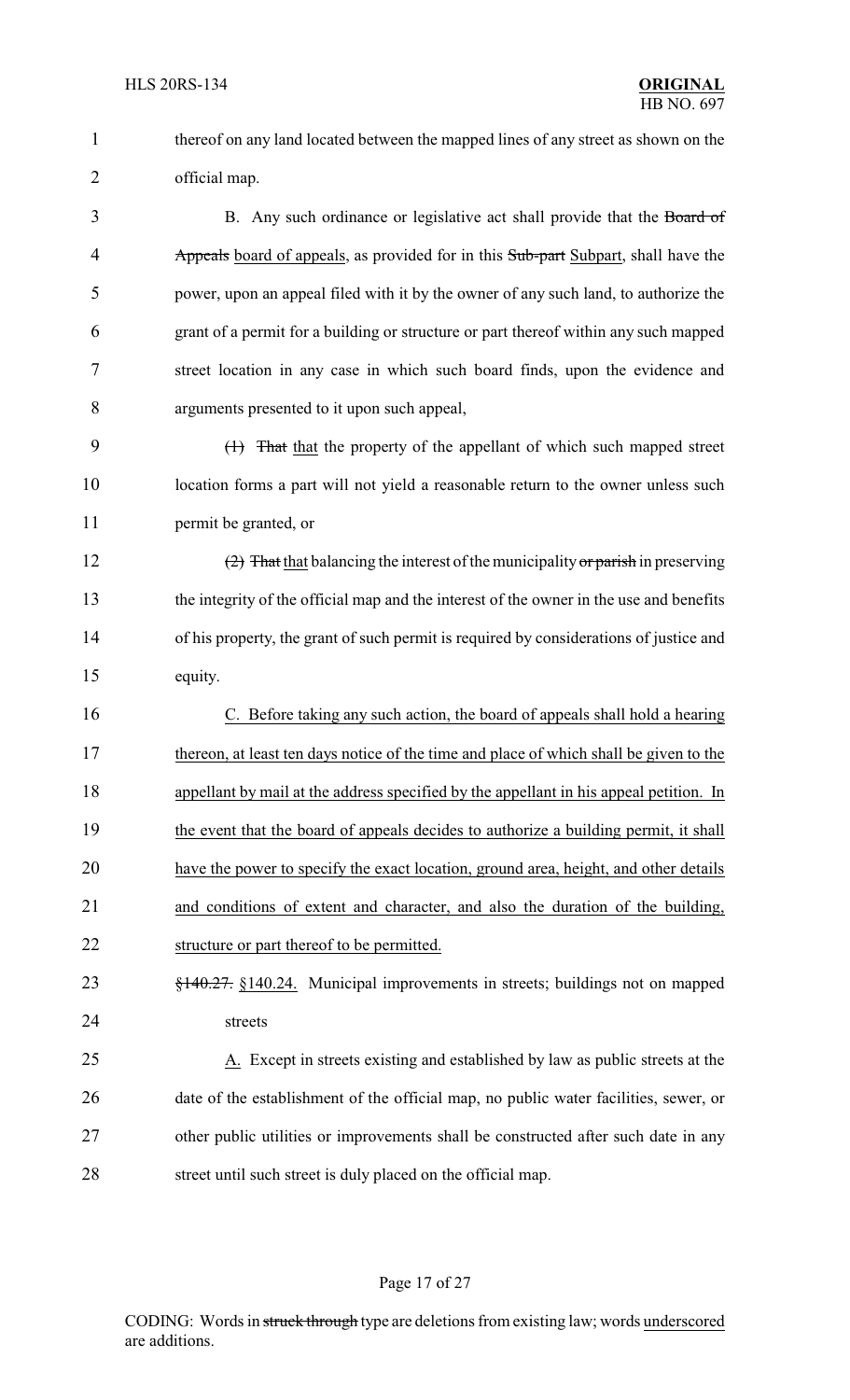thereof on any land located between the mapped lines of any street as shown on the official map.

B. Any such ordinance or legislative act shall provide that the ~~Board of Appeals~~ board of appeals, as provided for in this ~~Sub-part~~ Subpart, shall have the power, upon an appeal filed with it by the owner of any such land, to authorize the grant of a permit for a building or structure or part thereof within any such mapped street location in any case in which such board finds, upon the evidence and arguments presented to it upon such appeal,

~~(1) That~~ that the property of the appellant of which such mapped street location forms a part will not yield a reasonable return to the owner unless such permit be granted, or

~~(2) That~~ that balancing the interest of the municipality ~~or parish~~ in preserving the integrity of the official map and the interest of the owner in the use and benefits of his property, the grant of such permit is required by considerations of justice and equity.

C. Before taking any such action, the board of appeals shall hold a hearing thereon, at least ten days notice of the time and place of which shall be given to the appellant by mail at the address specified by the appellant in his appeal petition. In the event that the board of appeals decides to authorize a building permit, it shall have the power to specify the exact location, ground area, height, and other details and conditions of extent and character, and also the duration of the building, structure or part thereof to be permitted.

~~§140.27.~~ §140.24. Municipal improvements in streets; buildings not on mapped streets

A. Except in streets existing and established by law as public streets at the date of the establishment of the official map, no public water facilities, sewer, or other public utilities or improvements shall be constructed after such date in any street until such street is duly placed on the official map.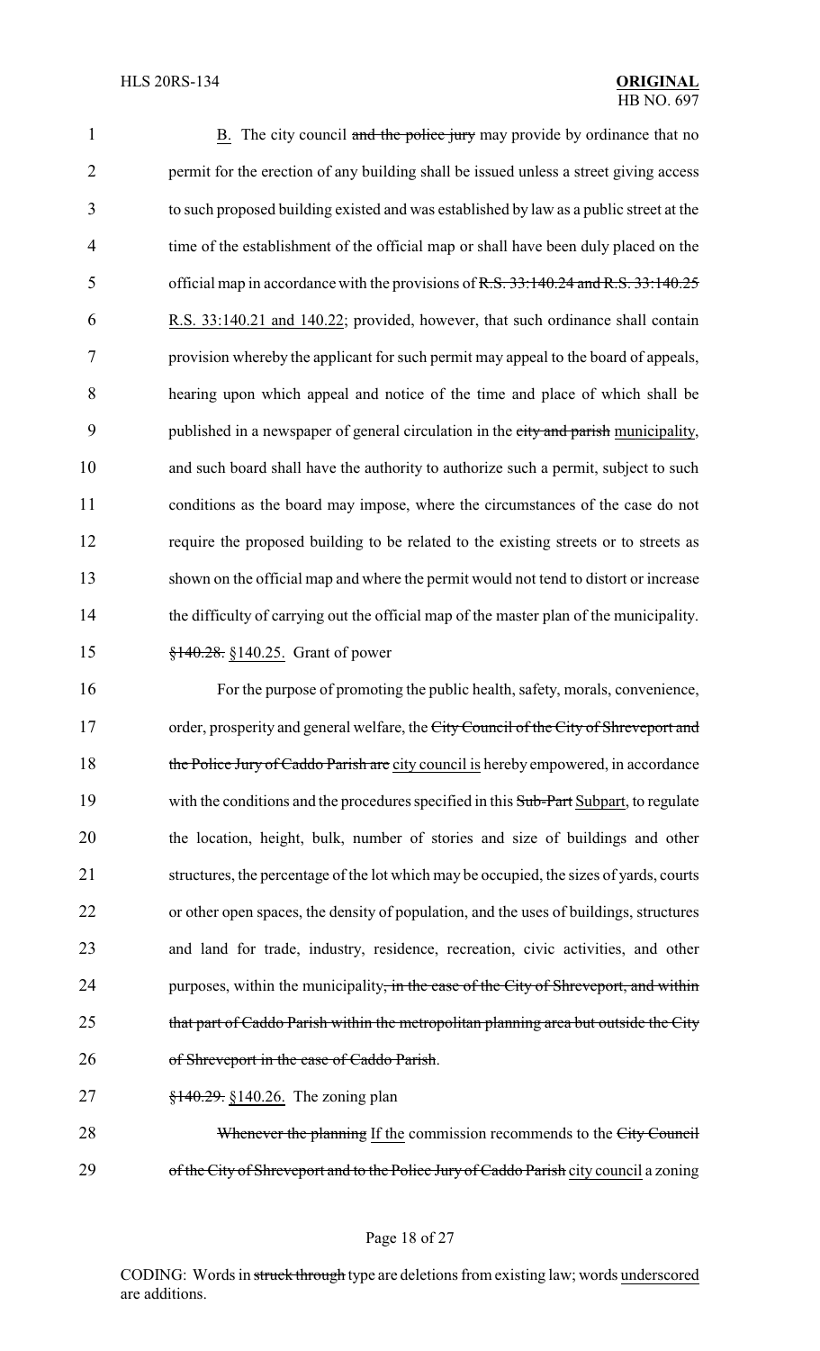B. The city council ~~and the police jury~~ may provide by ordinance that no permit for the erection of any building shall be issued unless a street giving access to such proposed building existed and was established by law as a public street at the time of the establishment of the official map or shall have been duly placed on the official map in accordance with the provisions of ~~R.S. 33:140.24 and R.S. 33:140.25~~ R.S. 33:140.21 and 140.22; provided, however, that such ordinance shall contain provision whereby the applicant for such permit may appeal to the board of appeals, hearing upon which appeal and notice of the time and place of which shall be published in a newspaper of general circulation in the ~~city and parish~~ municipality, and such board shall have the authority to authorize such a permit, subject to such conditions as the board may impose, where the circumstances of the case do not require the proposed building to be related to the existing streets or to streets as shown on the official map and where the permit would not tend to distort or increase the difficulty of carrying out the official map of the master plan of the municipality.

~~§140.28.~~ §140.25. Grant of power

For the purpose of promoting the public health, safety, morals, convenience, order, prosperity and general welfare, the ~~City Council of the City of Shreveport and the Police Jury of Caddo Parish are~~ city council is hereby empowered, in accordance with the conditions and the procedures specified in this ~~Sub-Part~~ Subpart, to regulate the location, height, bulk, number of stories and size of buildings and other structures, the percentage of the lot which may be occupied, the sizes of yards, courts or other open spaces, the density of population, and the uses of buildings, structures and land for trade, industry, residence, recreation, civic activities, and other purposes, within the municipality~~, in the case of the City of Shreveport, and within that part of Caddo Parish within the metropolitan planning area but outside the City of Shreveport in the case of Caddo Parish~~.

~~§140.29.~~ §140.26. The zoning plan

~~Whenever the planning~~ If the commission recommends to the ~~City Council of the City of Shreveport and to the Police Jury of Caddo Parish~~ city council a zoning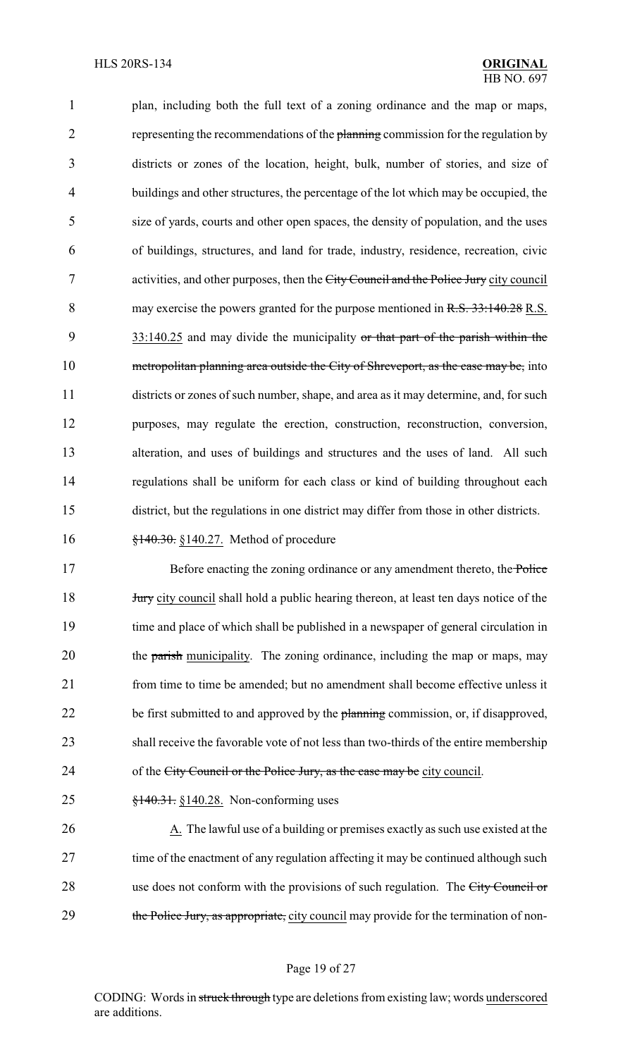plan, including both the full text of a zoning ordinance and the map or maps, representing the recommendations of the ~~planning~~ commission for the regulation by districts or zones of the location, height, bulk, number of stories, and size of buildings and other structures, the percentage of the lot which may be occupied, the size of yards, courts and other open spaces, the density of population, and the uses of buildings, structures, and land for trade, industry, residence, recreation, civic activities, and other purposes, then the ~~City Council and the Police Jury~~ city council may exercise the powers granted for the purpose mentioned in ~~R.S. 33:140.28~~ R.S. 33:140.25 and may divide the municipality ~~or that part of the parish within the metropolitan planning area outside the City of Shreveport, as the case may be,~~ into districts or zones of such number, shape, and area as it may determine, and, for such purposes, may regulate the erection, construction, reconstruction, conversion, alteration, and uses of buildings and structures and the uses of land. All such regulations shall be uniform for each class or kind of building throughout each district, but the regulations in one district may differ from those in other districts.

~~§140.30.~~ §140.27. Method of procedure

Before enacting the zoning ordinance or any amendment thereto, the ~~Police Jury~~ city council shall hold a public hearing thereon, at least ten days notice of the time and place of which shall be published in a newspaper of general circulation in the ~~parish~~ municipality. The zoning ordinance, including the map or maps, may from time to time be amended; but no amendment shall become effective unless it be first submitted to and approved by the ~~planning~~ commission, or, if disapproved, shall receive the favorable vote of not less than two-thirds of the entire membership of the ~~City Council or the Police Jury, as the case may be~~ city council.

~~§140.31.~~ §140.28. Non-conforming uses

A. The lawful use of a building or premises exactly as such use existed at the time of the enactment of any regulation affecting it may be continued although such use does not conform with the provisions of such regulation. The ~~City Council or the Police Jury, as appropriate,~~ city council may provide for the termination of non-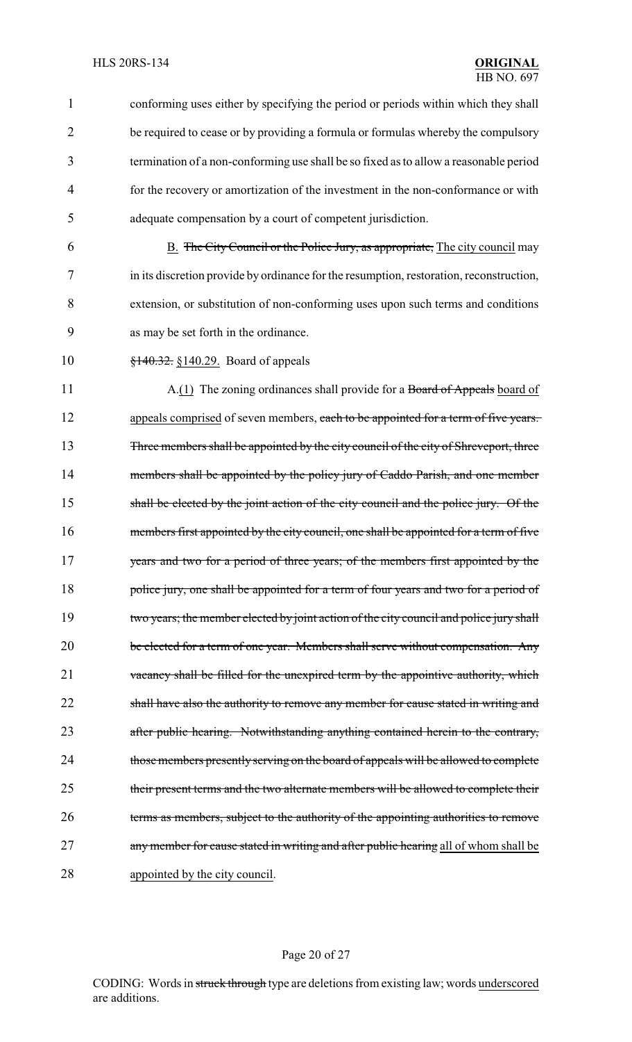conforming uses either by specifying the period or periods within which they shall be required to cease or by providing a formula or formulas whereby the compulsory termination of a non-conforming use shall be so fixed as to allow a reasonable period for the recovery or amortization of the investment in the non-conformance or with adequate compensation by a court of competent jurisdiction.

B. ~~The City Council or the Police Jury, as appropriate,~~ The city council may in its discretion provide by ordinance for the resumption, restoration, reconstruction, extension, or substitution of non-conforming uses upon such terms and conditions as may be set forth in the ordinance.

~~§140.32.~~ §140.29. Board of appeals

A.(1) The zoning ordinances shall provide for a ~~Board of Appeals~~ board of appeals comprised of seven members, ~~each to be appointed for a term of five years. Three members shall be appointed by the city council of the city of Shreveport, three members shall be appointed by the policy jury of Caddo Parish, and one member shall be elected by the joint action of the city council and the police jury. Of the members first appointed by the city council, one shall be appointed for a term of five years and two for a period of three years; of the members first appointed by the police jury, one shall be appointed for a term of four years and two for a period of two years; the member elected by joint action of the city council and police jury shall be elected for a term of one year. Members shall serve without compensation. Any vacancy shall be filled for the unexpired term by the appointive authority, which shall have also the authority to remove any member for cause stated in writing and after public hearing. Notwithstanding anything contained herein to the contrary, those members presently serving on the board of appeals will be allowed to complete their present terms and the two alternate members will be allowed to complete their terms as members, subject to the authority of the appointing authorities to remove any member for cause stated in writing and after public hearing~~ all of whom shall be appointed by the city council.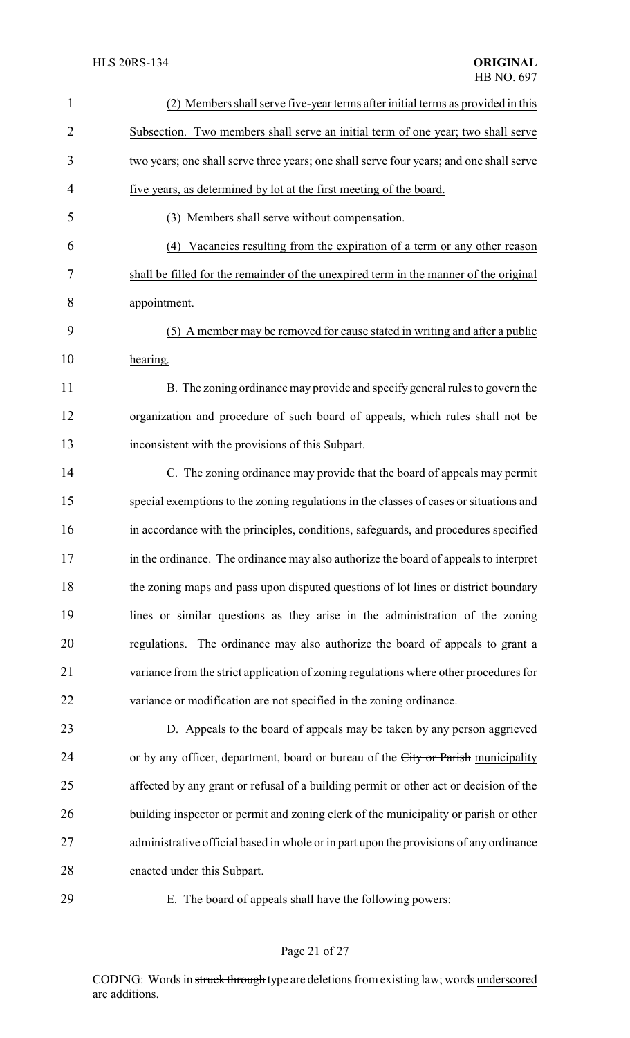(2) Members shall serve five-year terms after initial terms as provided in this Subsection. Two members shall serve an initial term of one year; two shall serve two years; one shall serve three years; one shall serve four years; and one shall serve five years, as determined by lot at the first meeting of the board.

(3) Members shall serve without compensation.

(4) Vacancies resulting from the expiration of a term or any other reason shall be filled for the remainder of the unexpired term in the manner of the original appointment.

(5) A member may be removed for cause stated in writing and after a public hearing.

B. The zoning ordinance may provide and specify general rules to govern the organization and procedure of such board of appeals, which rules shall not be inconsistent with the provisions of this Subpart.

C. The zoning ordinance may provide that the board of appeals may permit special exemptions to the zoning regulations in the classes of cases or situations and in accordance with the principles, conditions, safeguards, and procedures specified in the ordinance. The ordinance may also authorize the board of appeals to interpret the zoning maps and pass upon disputed questions of lot lines or district boundary lines or similar questions as they arise in the administration of the zoning regulations. The ordinance may also authorize the board of appeals to grant a variance from the strict application of zoning regulations where other procedures for variance or modification are not specified in the zoning ordinance.

D. Appeals to the board of appeals may be taken by any person aggrieved or by any officer, department, board or bureau of the ~~City or Parish~~ municipality affected by any grant or refusal of a building permit or other act or decision of the building inspector or permit and zoning clerk of the municipality ~~or parish~~ or other administrative official based in whole or in part upon the provisions of any ordinance enacted under this Subpart.

E. The board of appeals shall have the following powers: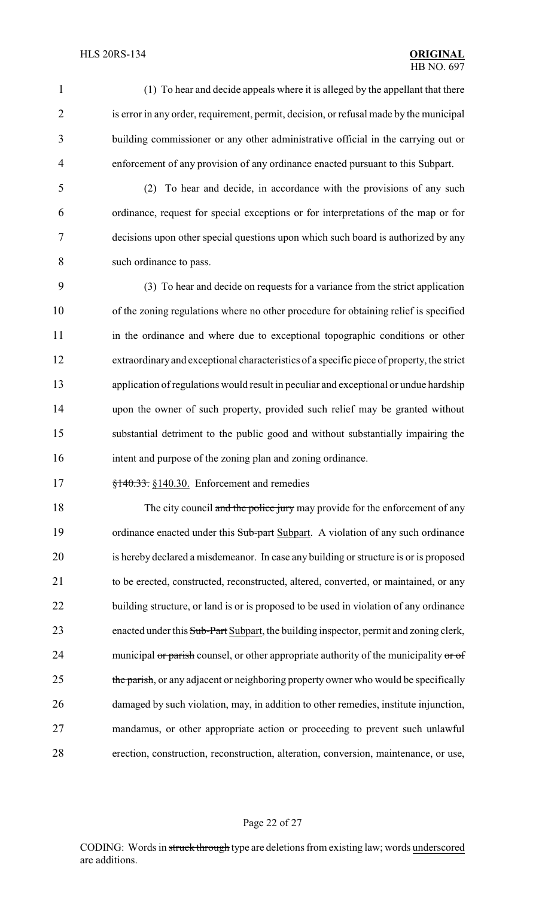(1) To hear and decide appeals where it is alleged by the appellant that there is error in any order, requirement, permit, decision, or refusal made by the municipal building commissioner or any other administrative official in the carrying out or enforcement of any provision of any ordinance enacted pursuant to this Subpart.

(2) To hear and decide, in accordance with the provisions of any such ordinance, request for special exceptions or for interpretations of the map or for decisions upon other special questions upon which such board is authorized by any such ordinance to pass.

(3) To hear and decide on requests for a variance from the strict application of the zoning regulations where no other procedure for obtaining relief is specified in the ordinance and where due to exceptional topographic conditions or other extraordinary and exceptional characteristics of a specific piece of property, the strict application of regulations would result in peculiar and exceptional or undue hardship upon the owner of such property, provided such relief may be granted without substantial detriment to the public good and without substantially impairing the intent and purpose of the zoning plan and zoning ordinance.

~~§140.33.~~ §140.30. Enforcement and remedies

The city council ~~and the police jury~~ may provide for the enforcement of any ordinance enacted under this ~~Sub-part~~ Subpart. A violation of any such ordinance is hereby declared a misdemeanor. In case any building or structure is or is proposed to be erected, constructed, reconstructed, altered, converted, or maintained, or any building structure, or land is or is proposed to be used in violation of any ordinance enacted under this ~~Sub-Part~~ Subpart, the building inspector, permit and zoning clerk, municipal ~~or parish~~ counsel, or other appropriate authority of the municipality ~~or of the parish~~, or any adjacent or neighboring property owner who would be specifically damaged by such violation, may, in addition to other remedies, institute injunction, mandamus, or other appropriate action or proceeding to prevent such unlawful erection, construction, reconstruction, alteration, conversion, maintenance, or use,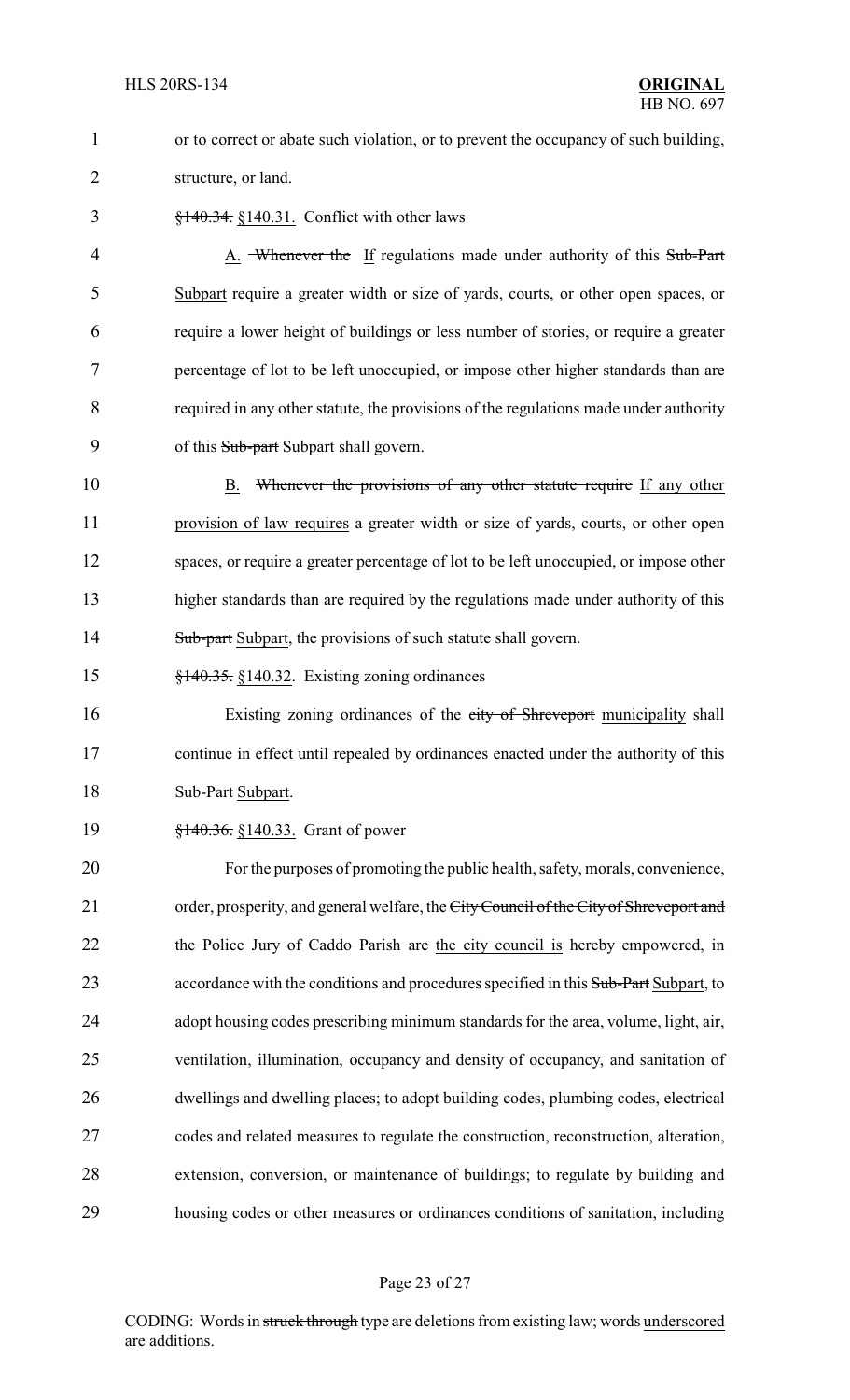or to correct or abate such violation, or to prevent the occupancy of such building, structure, or land.

~~§140.34.~~ §140.31. Conflict with other laws

A. ~~Whenever the~~ If regulations made under authority of this ~~Sub-Part~~ Subpart require a greater width or size of yards, courts, or other open spaces, or require a lower height of buildings or less number of stories, or require a greater percentage of lot to be left unoccupied, or impose other higher standards than are required in any other statute, the provisions of the regulations made under authority of this ~~Sub-part~~ Subpart shall govern.

B. ~~Whenever the provisions of any other statute require~~ If any other provision of law requires a greater width or size of yards, courts, or other open spaces, or require a greater percentage of lot to be left unoccupied, or impose other higher standards than are required by the regulations made under authority of this ~~Sub-part~~ Subpart, the provisions of such statute shall govern.

~~§140.35.~~ §140.32. Existing zoning ordinances

Existing zoning ordinances of the ~~city of Shreveport~~ municipality shall continue in effect until repealed by ordinances enacted under the authority of this ~~Sub-Part~~ Subpart.

~~§140.36.~~ §140.33. Grant of power

For the purposes of promoting the public health, safety, morals, convenience, order, prosperity, and general welfare, the ~~City Council of the City of Shreveport and the Police Jury of Caddo Parish are~~ the city council is hereby empowered, in accordance with the conditions and procedures specified in this ~~Sub-Part~~ Subpart, to adopt housing codes prescribing minimum standards for the area, volume, light, air, ventilation, illumination, occupancy and density of occupancy, and sanitation of dwellings and dwelling places; to adopt building codes, plumbing codes, electrical codes and related measures to regulate the construction, reconstruction, alteration, extension, conversion, or maintenance of buildings; to regulate by building and housing codes or other measures or ordinances conditions of sanitation, including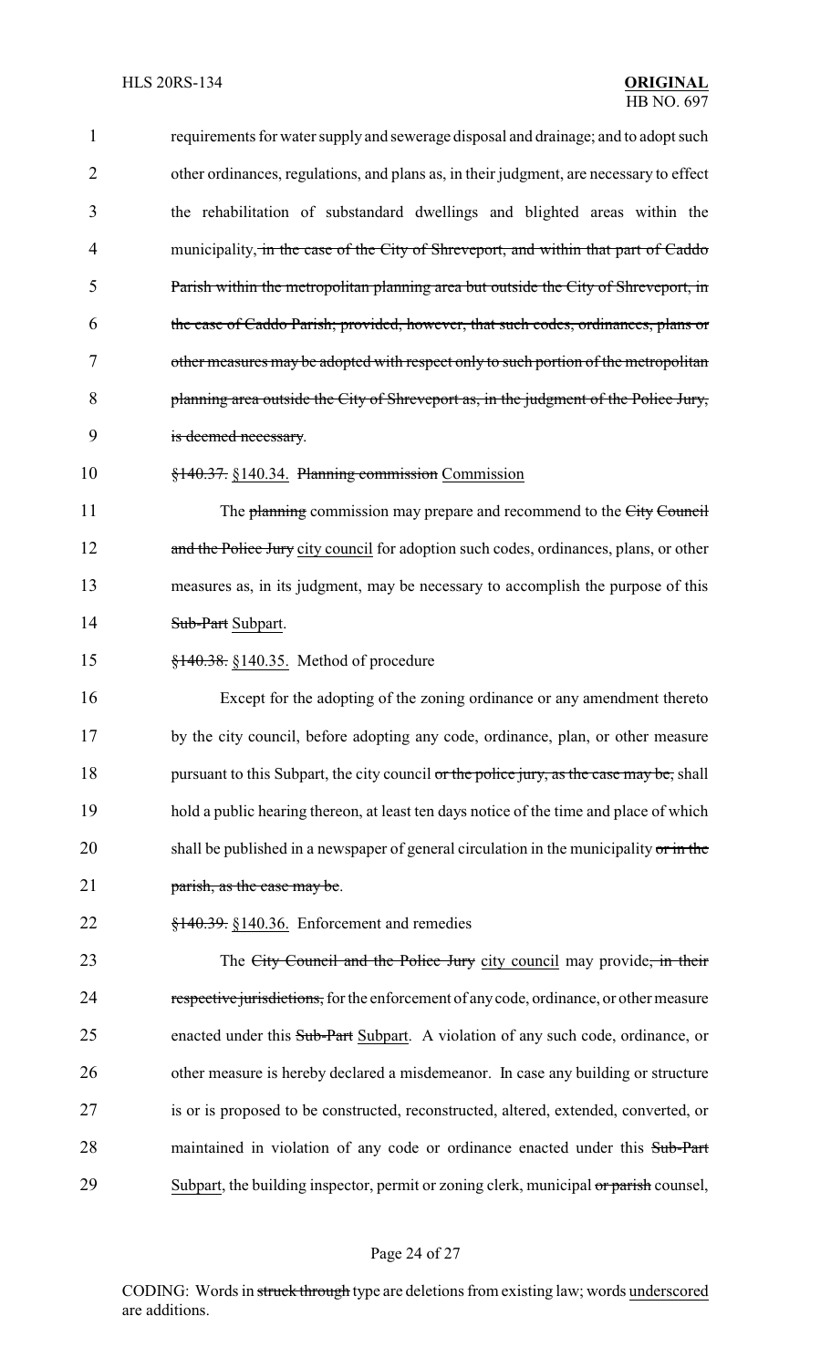requirements for water supply and sewerage disposal and drainage; and to adopt such other ordinances, regulations, and plans as, in their judgment, are necessary to effect the rehabilitation of substandard dwellings and blighted areas within the municipality~~, in the case of the City of Shreveport, and within that part of Caddo Parish within the metropolitan planning area but outside the City of Shreveport, in the case of Caddo Parish; provided, however, that such codes, ordinances, plans or other measures may be adopted with respect only to such portion of the metropolitan planning area outside the City of Shreveport as, in the judgment of the Police Jury, is deemed necessary~~.

~~§140.37.~~ §140.34. ~~Planning commission~~ Commission

The ~~planning~~ commission may prepare and recommend to the ~~City Council and the Police Jury~~ city council for adoption such codes, ordinances, plans, or other measures as, in its judgment, may be necessary to accomplish the purpose of this ~~Sub-Part~~ Subpart.

~~§140.38.~~ §140.35. Method of procedure

Except for the adopting of the zoning ordinance or any amendment thereto by the city council, before adopting any code, ordinance, plan, or other measure pursuant to this Subpart, the city council ~~or the police jury, as the case may be,~~ shall hold a public hearing thereon, at least ten days notice of the time and place of which shall be published in a newspaper of general circulation in the municipality ~~or in the parish, as the case may be~~.

~~§140.39.~~ §140.36. Enforcement and remedies

The ~~City Council and the Police Jury~~ city council may provide~~, in their respective jurisdictions,~~ for the enforcement of any code, ordinance, or other measure enacted under this ~~Sub-Part~~ Subpart. A violation of any such code, ordinance, or other measure is hereby declared a misdemeanor. In case any building or structure is or is proposed to be constructed, reconstructed, altered, extended, converted, or maintained in violation of any code or ordinance enacted under this ~~Sub-Part~~ Subpart, the building inspector, permit or zoning clerk, municipal ~~or parish~~ counsel,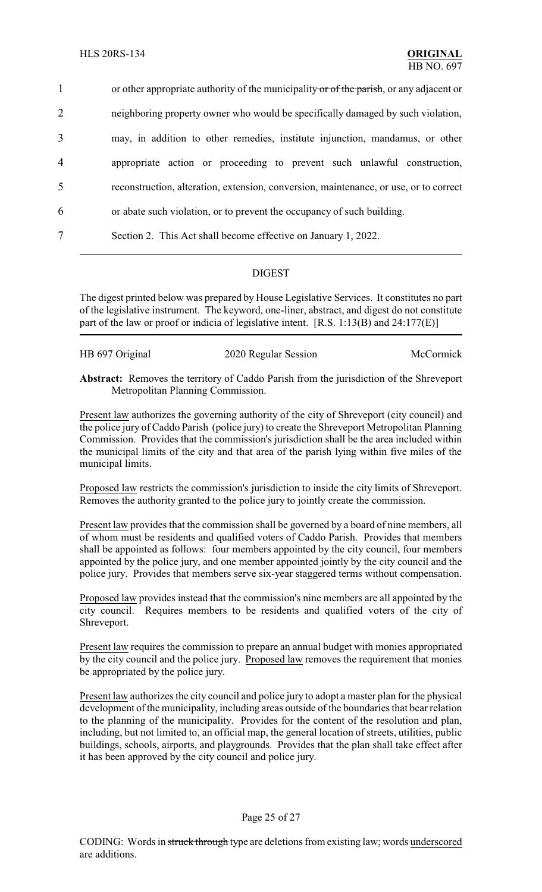or other appropriate authority of the municipality ~~or of the parish~~, or any adjacent or neighboring property owner who would be specifically damaged by such violation, may, in addition to other remedies, institute injunction, mandamus, or other appropriate action or proceeding to prevent such unlawful construction, reconstruction, alteration, extension, conversion, maintenance, or use, or to correct or abate such violation, or to prevent the occupancy of such building.

Section 2. This Act shall become effective on January 1, 2022.

## DIGEST

The digest printed below was prepared by House Legislative Services. It constitutes no part of the legislative instrument. The keyword, one-liner, abstract, and digest do not constitute part of the law or proof or indicia of legislative intent. [R.S. 1:13(B) and 24:177(E)]

HB 697 Original | 2020 Regular Session | McCormick

**Abstract:** Removes the territory of Caddo Parish from the jurisdiction of the Shreveport Metropolitan Planning Commission.

Present law authorizes the governing authority of the city of Shreveport (city council) and the police jury of Caddo Parish (police jury) to create the Shreveport Metropolitan Planning Commission. Provides that the commission's jurisdiction shall be the area included within the municipal limits of the city and that area of the parish lying within five miles of the municipal limits.

Proposed law restricts the commission's jurisdiction to inside the city limits of Shreveport. Removes the authority granted to the police jury to jointly create the commission.

Present law provides that the commission shall be governed by a board of nine members, all of whom must be residents and qualified voters of Caddo Parish. Provides that members shall be appointed as follows: four members appointed by the city council, four members appointed by the police jury, and one member appointed jointly by the city council and the police jury. Provides that members serve six-year staggered terms without compensation.

Proposed law provides instead that the commission's nine members are all appointed by the city council. Requires members to be residents and qualified voters of the city of Shreveport.

Present law requires the commission to prepare an annual budget with monies appropriated by the city council and the police jury. Proposed law removes the requirement that monies be appropriated by the police jury.

Present law authorizes the city council and police jury to adopt a master plan for the physical development of the municipality, including areas outside of the boundaries that bear relation to the planning of the municipality. Provides for the content of the resolution and plan, including, but not limited to, an official map, the general location of streets, utilities, public buildings, schools, airports, and playgrounds. Provides that the plan shall take effect after it has been approved by the city council and police jury.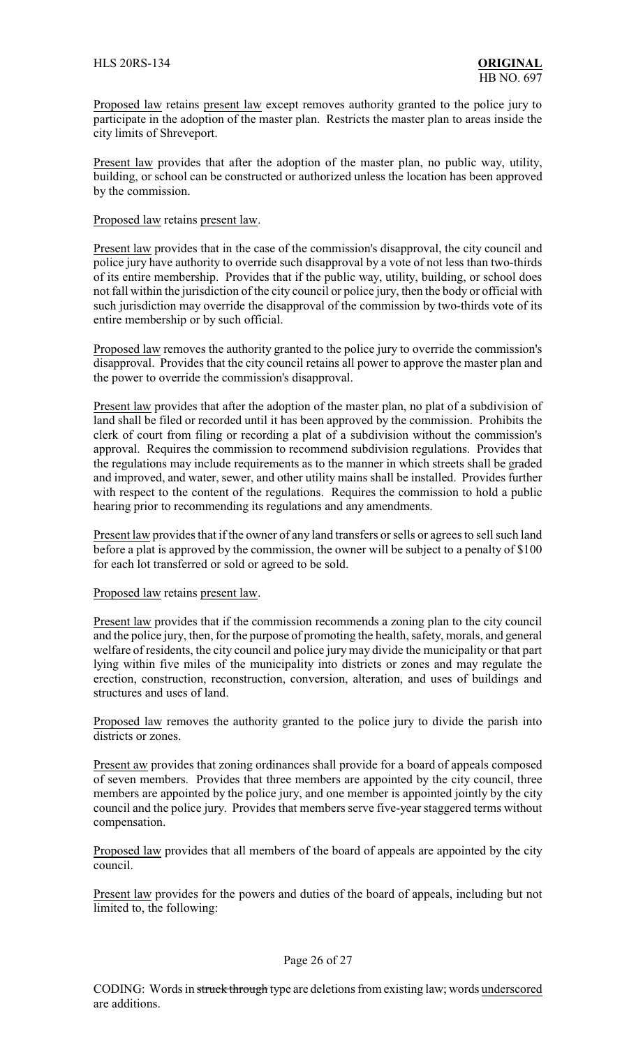Proposed law retains present law except removes authority granted to the police jury to participate in the adoption of the master plan. Restricts the master plan to areas inside the city limits of Shreveport.

Present law provides that after the adoption of the master plan, no public way, utility, building, or school can be constructed or authorized unless the location has been approved by the commission.

Proposed law retains present law.

Present law provides that in the case of the commission's disapproval, the city council and police jury have authority to override such disapproval by a vote of not less than two-thirds of its entire membership. Provides that if the public way, utility, building, or school does not fall within the jurisdiction of the city council or police jury, then the body or official with such jurisdiction may override the disapproval of the commission by two-thirds vote of its entire membership or by such official.

Proposed law removes the authority granted to the police jury to override the commission's disapproval. Provides that the city council retains all power to approve the master plan and the power to override the commission's disapproval.

Present law provides that after the adoption of the master plan, no plat of a subdivision of land shall be filed or recorded until it has been approved by the commission. Prohibits the clerk of court from filing or recording a plat of a subdivision without the commission's approval. Requires the commission to recommend subdivision regulations. Provides that the regulations may include requirements as to the manner in which streets shall be graded and improved, and water, sewer, and other utility mains shall be installed. Provides further with respect to the content of the regulations. Requires the commission to hold a public hearing prior to recommending its regulations and any amendments.

Present law provides that if the owner of any land transfers or sells or agrees to sell such land before a plat is approved by the commission, the owner will be subject to a penalty of $100 for each lot transferred or sold or agreed to be sold.

Proposed law retains present law.

Present law provides that if the commission recommends a zoning plan to the city council and the police jury, then, for the purpose of promoting the health, safety, morals, and general welfare of residents, the city council and police jury may divide the municipality or that part lying within five miles of the municipality into districts or zones and may regulate the erection, construction, reconstruction, conversion, alteration, and uses of buildings and structures and uses of land.

Proposed law removes the authority granted to the police jury to divide the parish into districts or zones.

Present aw provides that zoning ordinances shall provide for a board of appeals composed of seven members. Provides that three members are appointed by the city council, three members are appointed by the police jury, and one member is appointed jointly by the city council and the police jury. Provides that members serve five-year staggered terms without compensation.

Proposed law provides that all members of the board of appeals are appointed by the city council.

Present law provides for the powers and duties of the board of appeals, including but not limited to, the following: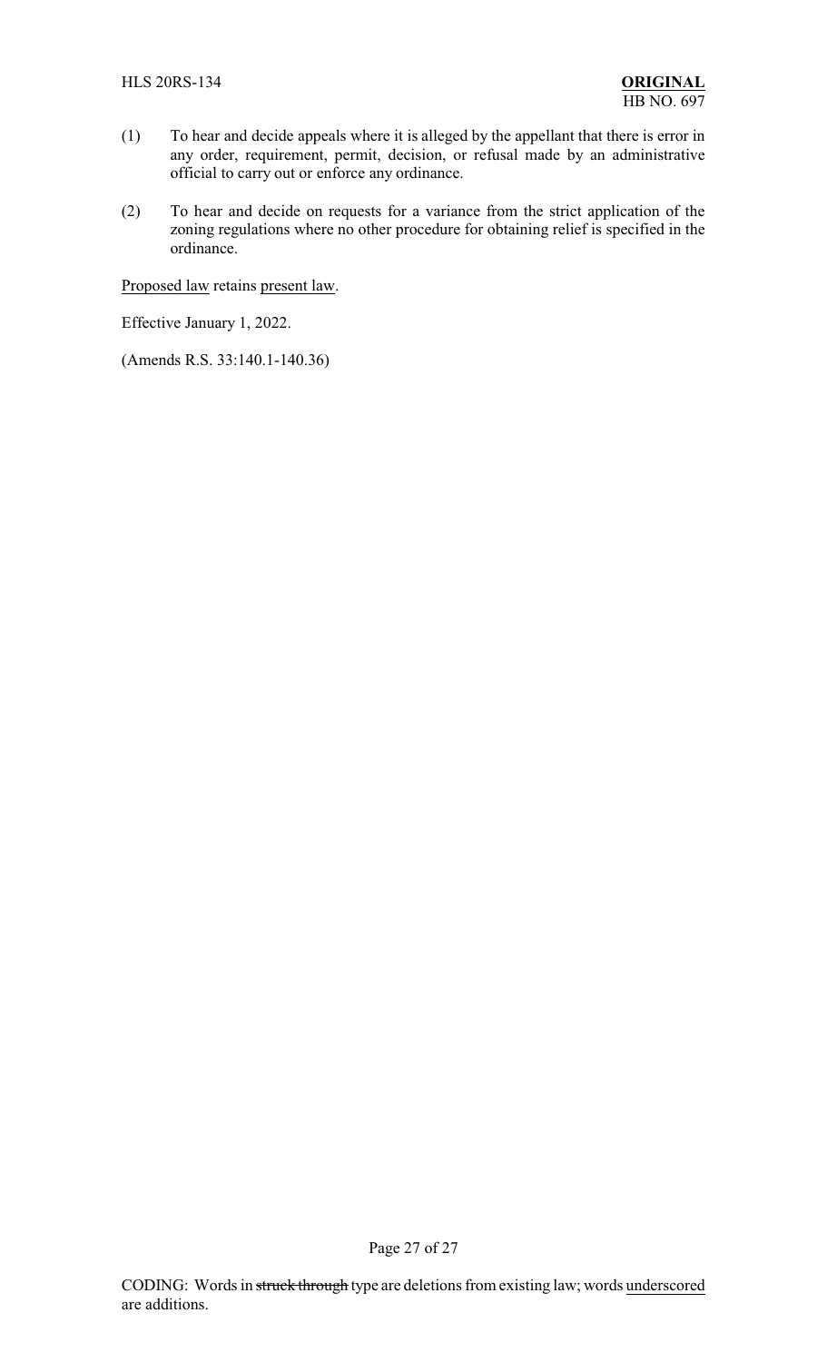(1) To hear and decide appeals where it is alleged by the appellant that there is error in any order, requirement, permit, decision, or refusal made by an administrative official to carry out or enforce any ordinance.

(2) To hear and decide on requests for a variance from the strict application of the zoning regulations where no other procedure for obtaining relief is specified in the ordinance.

Proposed law retains present law.

Effective January 1, 2022.

(Amends R.S. 33:140.1-140.36)

CODING: Words in ~~struck through~~ type are deletions from existing law; words underscored are additions.